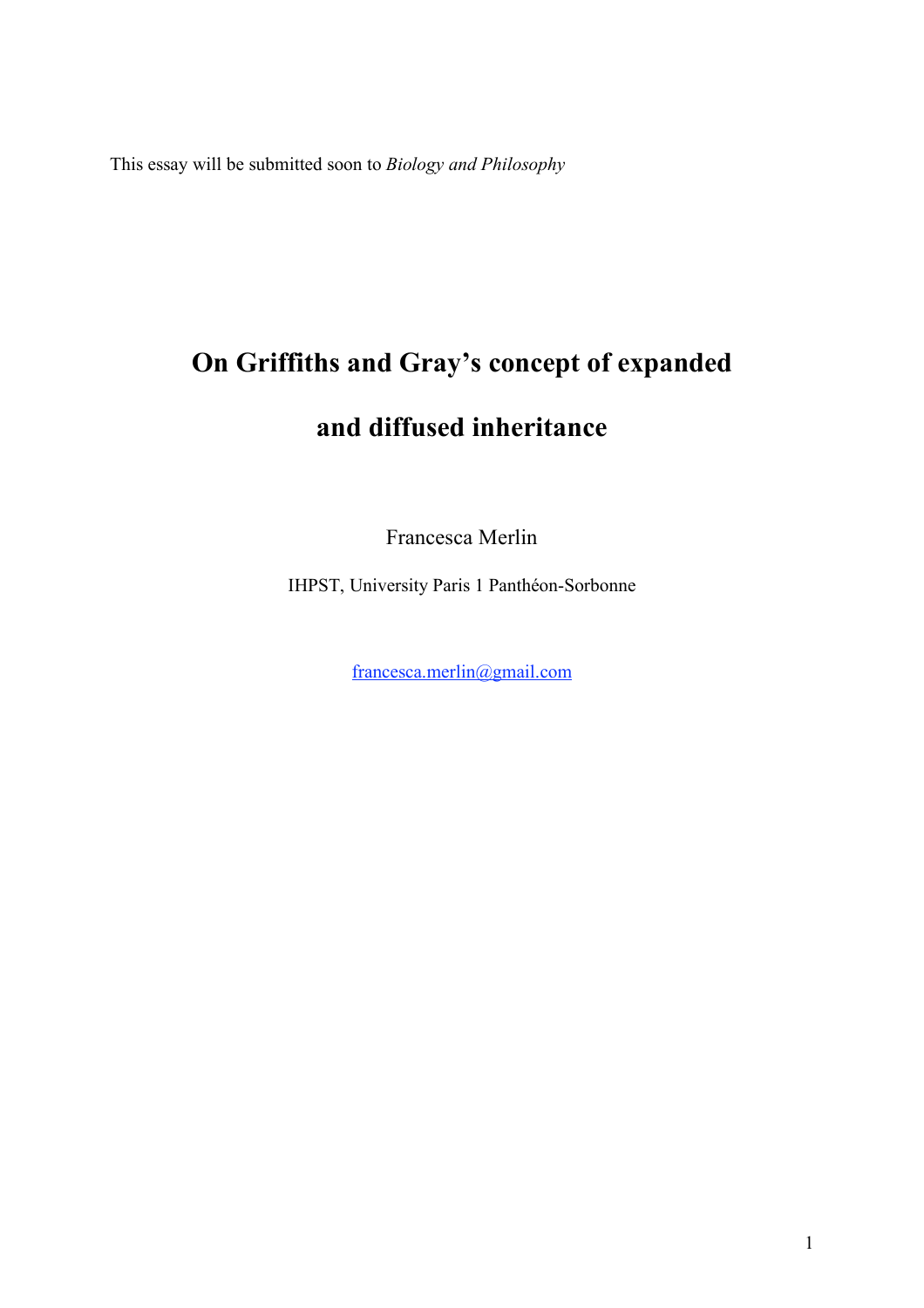This essay will be submitted soon to *Biology and Philosophy*

# On Griffiths and Gray's concept of expanded and diffused inheritance

Francesca Merlin

IHPST, University Paris 1 Panthéon-Sorbonne

francesca.merlin@gmail.com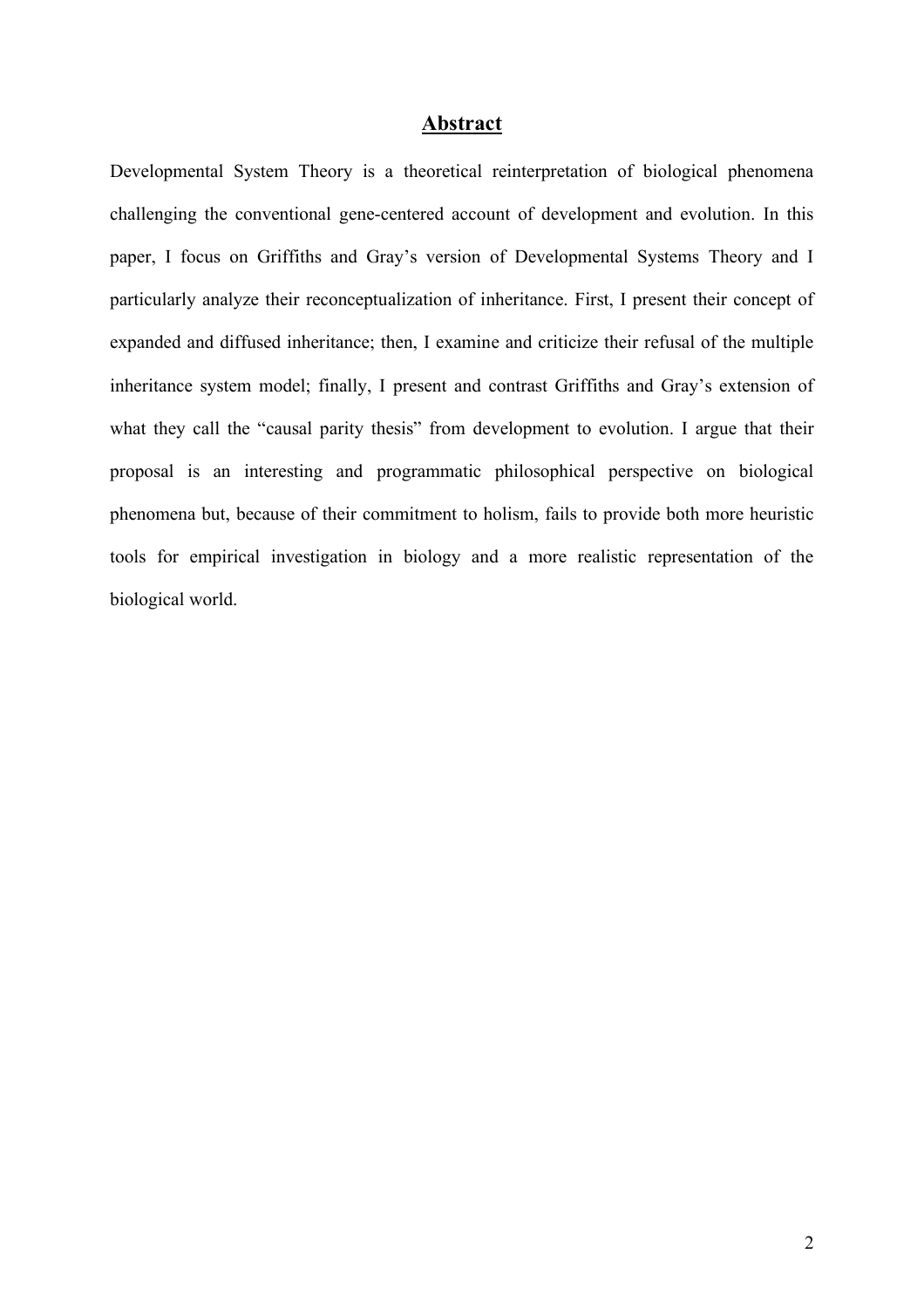## Abstract

Developmental System Theory is a theoretical reinterpretation of biological phenomena challenging the conventional gene-centered account of development and evolution. In this paper, I focus on Griffiths and Gray's version of Developmental Systems Theory and I particularly analyze their reconceptualization of inheritance. First, I present their concept of expanded and diffused inheritance; then, I examine and criticize their refusal of the multiple inheritance system model; finally, I present and contrast Griffiths and Gray's extension of what they call the "causal parity thesis" from development to evolution. I argue that their proposal is an interesting and programmatic philosophical perspective on biological phenomena but, because of their commitment to holism, fails to provide both more heuristic tools for empirical investigation in biology and a more realistic representation of the biological world.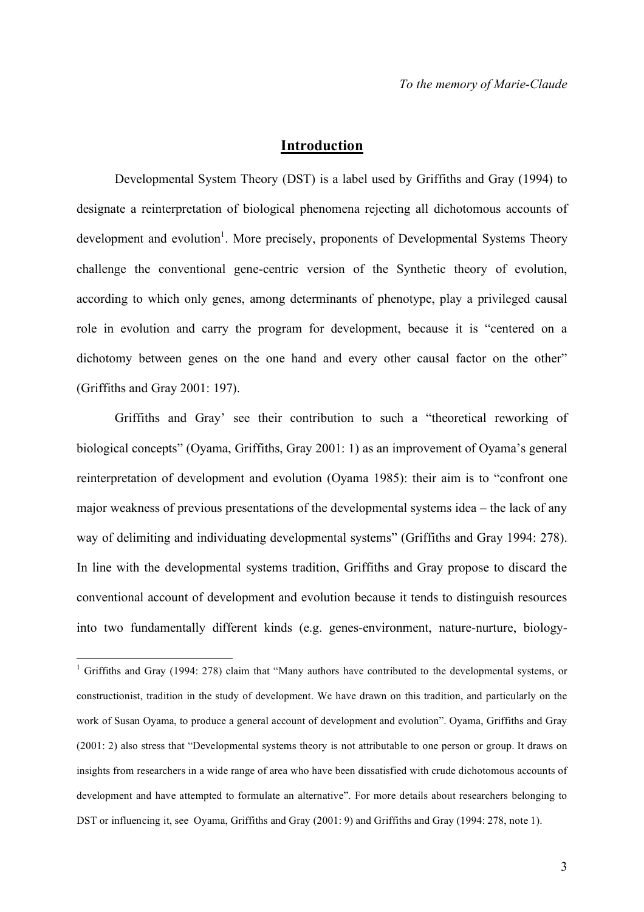*To the memory of Marie-Claude*

## Introduction

Developmental System Theory (DST) is a label used by Griffiths and Gray (1994) to designate a reinterpretation of biological phenomena rejecting all dichotomous accounts of development and evolution[1]. More precisely, proponents of Developmental Systems Theory challenge the conventional gene-centric version of the Synthetic theory of evolution, according to which only genes, among determinants of phenotype, play a privileged causal role in evolution and carry the program for development, because it is "centered on a dichotomy between genes on the one hand and every other causal factor on the other" (Griffiths and Gray 2001: 197).

Griffiths and Gray' see their contribution to such a "theoretical reworking of biological concepts" (Oyama, Griffiths, Gray 2001: 1) as an improvement of Oyama's general reinterpretation of development and evolution (Oyama 1985): their aim is to "confront one major weakness of previous presentations of the developmental systems idea – the lack of any way of delimiting and individuating developmental systems" (Griffiths and Gray 1994: 278). In line with the developmental systems tradition, Griffiths and Gray propose to discard the conventional account of development and evolution because it tends to distinguish resources into two fundamentally different kinds (e.g. genes-environment, nature-nurture, biology-

[1] Griffiths and Gray (1994: 278) claim that "Many authors have contributed to the developmental systems, or constructionist, tradition in the study of development. We have drawn on this tradition, and particularly on the work of Susan Oyama, to produce a general account of development and evolution". Oyama, Griffiths and Gray (2001: 2) also stress that "Developmental systems theory is not attributable to one person or group. It draws on insights from researchers in a wide range of area who have been dissatisfied with crude dichotomous accounts of development and have attempted to formulate an alternative". For more details about researchers belonging to DST or influencing it, see Oyama, Griffiths and Gray (2001: 9) and Griffiths and Gray (1994: 278, note 1).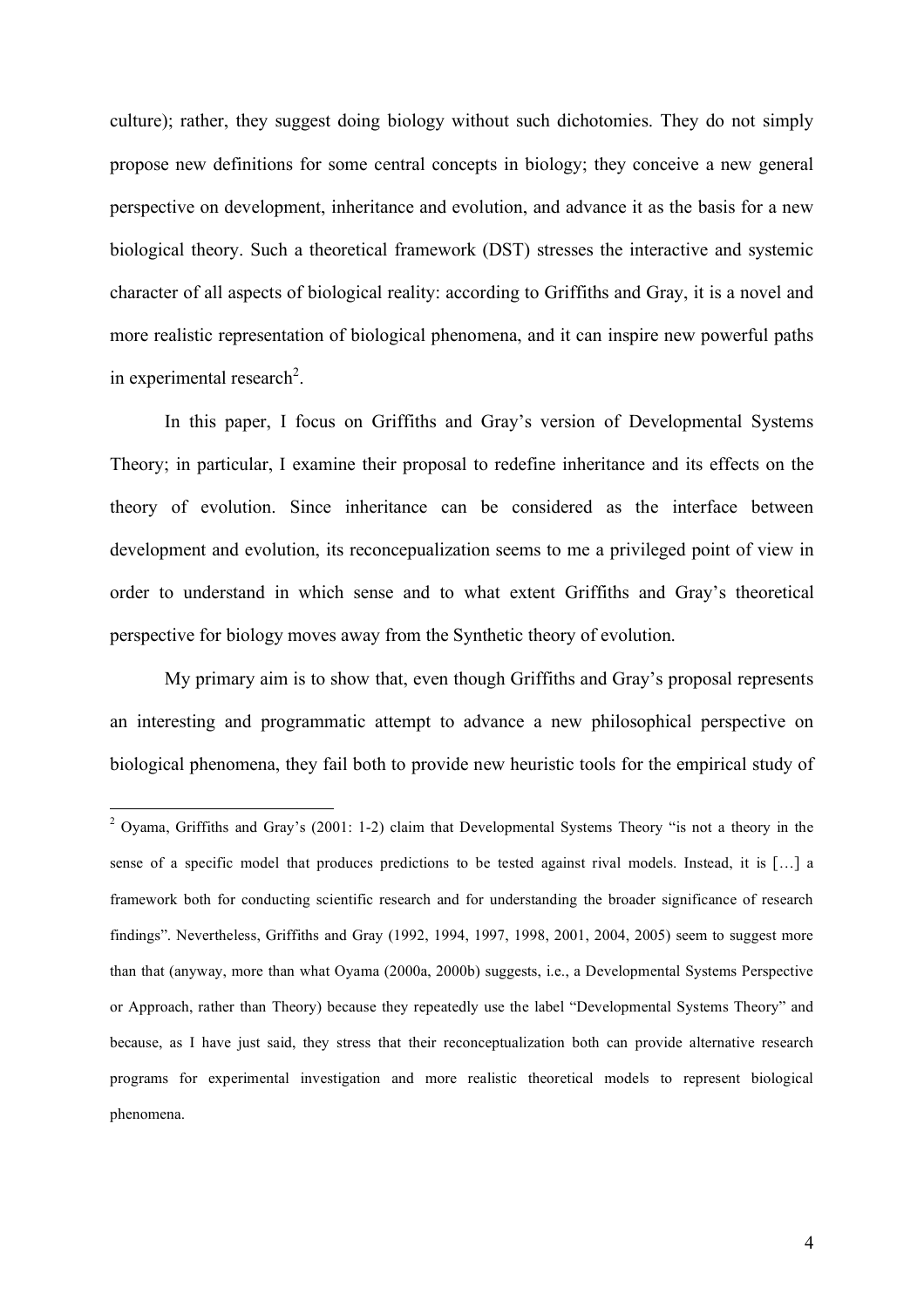culture); rather, they suggest doing biology without such dichotomies. They do not simply propose new definitions for some central concepts in biology; they conceive a new general perspective on development, inheritance and evolution, and advance it as the basis for a new biological theory. Such a theoretical framework (DST) stresses the interactive and systemic character of all aspects of biological reality: according to Griffiths and Gray, it is a novel and more realistic representation of biological phenomena, and it can inspire new powerful paths in experimental research[2].

In this paper, I focus on Griffiths and Gray's version of Developmental Systems Theory; in particular, I examine their proposal to redefine inheritance and its effects on the theory of evolution. Since inheritance can be considered as the interface between development and evolution, its reconcepualization seems to me a privileged point of view in order to understand in which sense and to what extent Griffiths and Gray's theoretical perspective for biology moves away from the Synthetic theory of evolution.

My primary aim is to show that, even though Griffiths and Gray's proposal represents an interesting and programmatic attempt to advance a new philosophical perspective on biological phenomena, they fail both to provide new heuristic tools for the empirical study of

---

[2] Oyama, Griffiths and Gray's (2001: 1-2) claim that Developmental Systems Theory "is not a theory in the sense of a specific model that produces predictions to be tested against rival models. Instead, it is […] a framework both for conducting scientific research and for understanding the broader significance of research findings". Nevertheless, Griffiths and Gray (1992, 1994, 1997, 1998, 2001, 2004, 2005) seem to suggest more than that (anyway, more than what Oyama (2000a, 2000b) suggests, i.e., a Developmental Systems Perspective or Approach, rather than Theory) because they repeatedly use the label "Developmental Systems Theory" and because, as I have just said, they stress that their reconceptualization both can provide alternative research programs for experimental investigation and more realistic theoretical models to represent biological phenomena.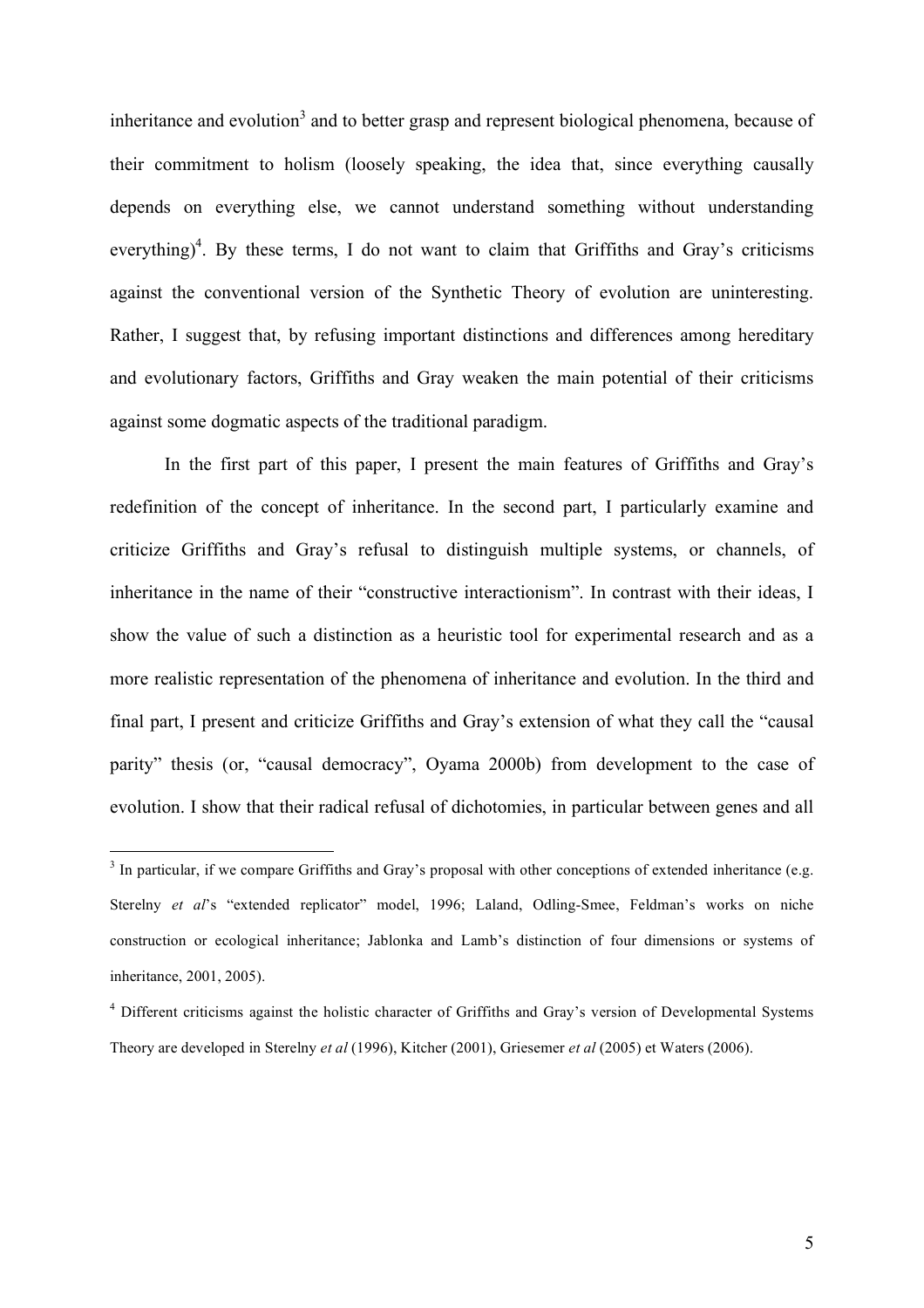inheritance and evolution[3] and to better grasp and represent biological phenomena, because of their commitment to holism (loosely speaking, the idea that, since everything causally depends on everything else, we cannot understand something without understanding everything)[4]. By these terms, I do not want to claim that Griffiths and Gray's criticisms against the conventional version of the Synthetic Theory of evolution are uninteresting. Rather, I suggest that, by refusing important distinctions and differences among hereditary and evolutionary factors, Griffiths and Gray weaken the main potential of their criticisms against some dogmatic aspects of the traditional paradigm.

In the first part of this paper, I present the main features of Griffiths and Gray's redefinition of the concept of inheritance. In the second part, I particularly examine and criticize Griffiths and Gray's refusal to distinguish multiple systems, or channels, of inheritance in the name of their "constructive interactionism". In contrast with their ideas, I show the value of such a distinction as a heuristic tool for experimental research and as a more realistic representation of the phenomena of inheritance and evolution. In the third and final part, I present and criticize Griffiths and Gray's extension of what they call the "causal parity" thesis (or, "causal democracy", Oyama 2000b) from development to the case of evolution. I show that their radical refusal of dichotomies, in particular between genes and all

---

[3] In particular, if we compare Griffiths and Gray's proposal with other conceptions of extended inheritance (e.g. Sterelny *et al*'s "extended replicator" model, 1996; Laland, Odling-Smee, Feldman's works on niche construction or ecological inheritance; Jablonka and Lamb's distinction of four dimensions or systems of inheritance, 2001, 2005).

[4] Different criticisms against the holistic character of Griffiths and Gray's version of Developmental Systems Theory are developed in Sterelny *et al* (1996), Kitcher (2001), Griesemer *et al* (2005) et Waters (2006).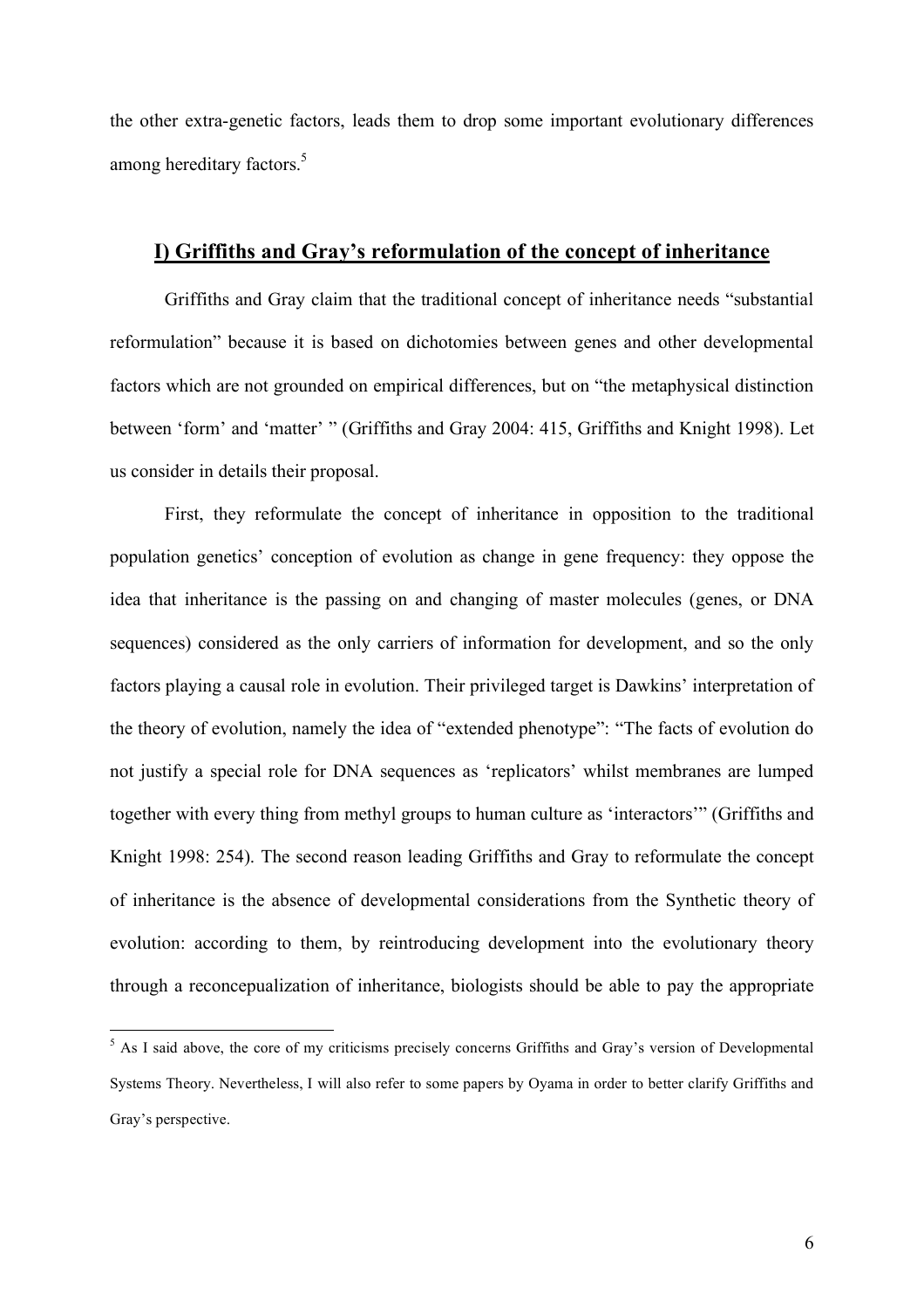the other extra-genetic factors, leads them to drop some important evolutionary differences among hereditary factors.[5]

## I) Griffiths and Gray's reformulation of the concept of inheritance

Griffiths and Gray claim that the traditional concept of inheritance needs "substantial reformulation" because it is based on dichotomies between genes and other developmental factors which are not grounded on empirical differences, but on "the metaphysical distinction between 'form' and 'matter' " (Griffiths and Gray 2004: 415, Griffiths and Knight 1998). Let us consider in details their proposal.

First, they reformulate the concept of inheritance in opposition to the traditional population genetics' conception of evolution as change in gene frequency: they oppose the idea that inheritance is the passing on and changing of master molecules (genes, or DNA sequences) considered as the only carriers of information for development, and so the only factors playing a causal role in evolution. Their privileged target is Dawkins' interpretation of the theory of evolution, namely the idea of "extended phenotype": "The facts of evolution do not justify a special role for DNA sequences as 'replicators' whilst membranes are lumped together with every thing from methyl groups to human culture as 'interactors'" (Griffiths and Knight 1998: 254). The second reason leading Griffiths and Gray to reformulate the concept of inheritance is the absence of developmental considerations from the Synthetic theory of evolution: according to them, by reintroducing development into the evolutionary theory through a reconcepualization of inheritance, biologists should be able to pay the appropriate

[5] As I said above, the core of my criticisms precisely concerns Griffiths and Gray's version of Developmental Systems Theory. Nevertheless, I will also refer to some papers by Oyama in order to better clarify Griffiths and Gray's perspective.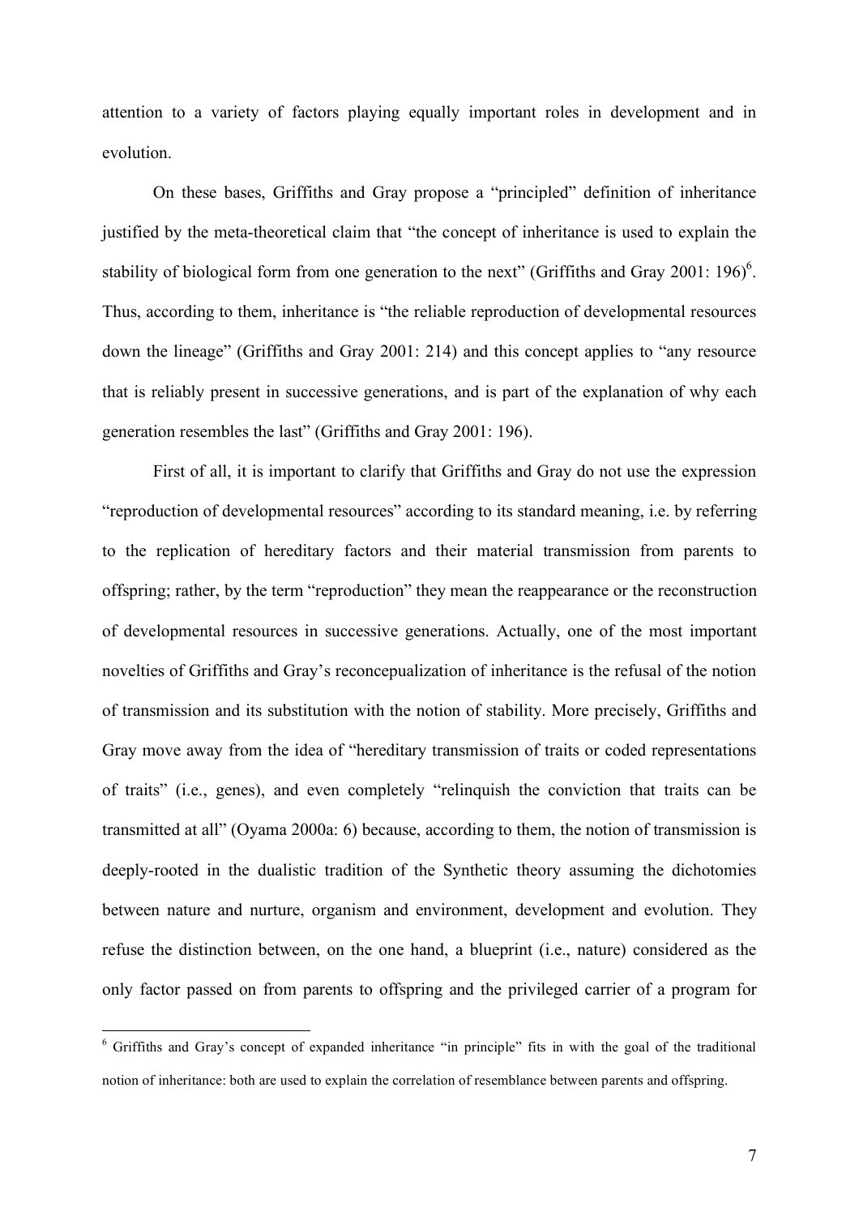attention to a variety of factors playing equally important roles in development and in evolution.

On these bases, Griffiths and Gray propose a "principled" definition of inheritance justified by the meta-theoretical claim that "the concept of inheritance is used to explain the stability of biological form from one generation to the next" (Griffiths and Gray 2001: 196)[6]. Thus, according to them, inheritance is "the reliable reproduction of developmental resources down the lineage" (Griffiths and Gray 2001: 214) and this concept applies to "any resource that is reliably present in successive generations, and is part of the explanation of why each generation resembles the last" (Griffiths and Gray 2001: 196).

First of all, it is important to clarify that Griffiths and Gray do not use the expression "reproduction of developmental resources" according to its standard meaning, i.e. by referring to the replication of hereditary factors and their material transmission from parents to offspring; rather, by the term "reproduction" they mean the reappearance or the reconstruction of developmental resources in successive generations. Actually, one of the most important novelties of Griffiths and Gray's reconcepualization of inheritance is the refusal of the notion of transmission and its substitution with the notion of stability. More precisely, Griffiths and Gray move away from the idea of "hereditary transmission of traits or coded representations of traits" (i.e., genes), and even completely "relinquish the conviction that traits can be transmitted at all" (Oyama 2000a: 6) because, according to them, the notion of transmission is deeply-rooted in the dualistic tradition of the Synthetic theory assuming the dichotomies between nature and nurture, organism and environment, development and evolution. They refuse the distinction between, on the one hand, a blueprint (i.e., nature) considered as the only factor passed on from parents to offspring and the privileged carrier of a program for

[6] Griffiths and Gray's concept of expanded inheritance "in principle" fits in with the goal of the traditional notion of inheritance: both are used to explain the correlation of resemblance between parents and offspring.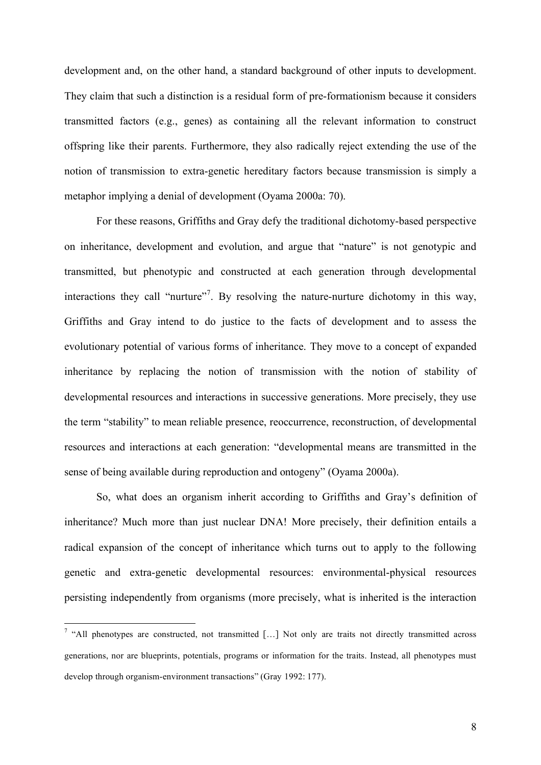development and, on the other hand, a standard background of other inputs to development. They claim that such a distinction is a residual form of pre-formationism because it considers transmitted factors (e.g., genes) as containing all the relevant information to construct offspring like their parents. Furthermore, they also radically reject extending the use of the notion of transmission to extra-genetic hereditary factors because transmission is simply a metaphor implying a denial of development (Oyama 2000a: 70).

For these reasons, Griffiths and Gray defy the traditional dichotomy-based perspective on inheritance, development and evolution, and argue that "nature" is not genotypic and transmitted, but phenotypic and constructed at each generation through developmental interactions they call "nurture"[7]. By resolving the nature-nurture dichotomy in this way, Griffiths and Gray intend to do justice to the facts of development and to assess the evolutionary potential of various forms of inheritance. They move to a concept of expanded inheritance by replacing the notion of transmission with the notion of stability of developmental resources and interactions in successive generations. More precisely, they use the term "stability" to mean reliable presence, reoccurrence, reconstruction, of developmental resources and interactions at each generation: "developmental means are transmitted in the sense of being available during reproduction and ontogeny" (Oyama 2000a).

So, what does an organism inherit according to Griffiths and Gray's definition of inheritance? Much more than just nuclear DNA! More precisely, their definition entails a radical expansion of the concept of inheritance which turns out to apply to the following genetic and extra-genetic developmental resources: environmental-physical resources persisting independently from organisms (more precisely, what is inherited is the interaction

---

[7] "All phenotypes are constructed, not transmitted […] Not only are traits not directly transmitted across generations, nor are blueprints, potentials, programs or information for the traits. Instead, all phenotypes must develop through organism-environment transactions" (Gray 1992: 177).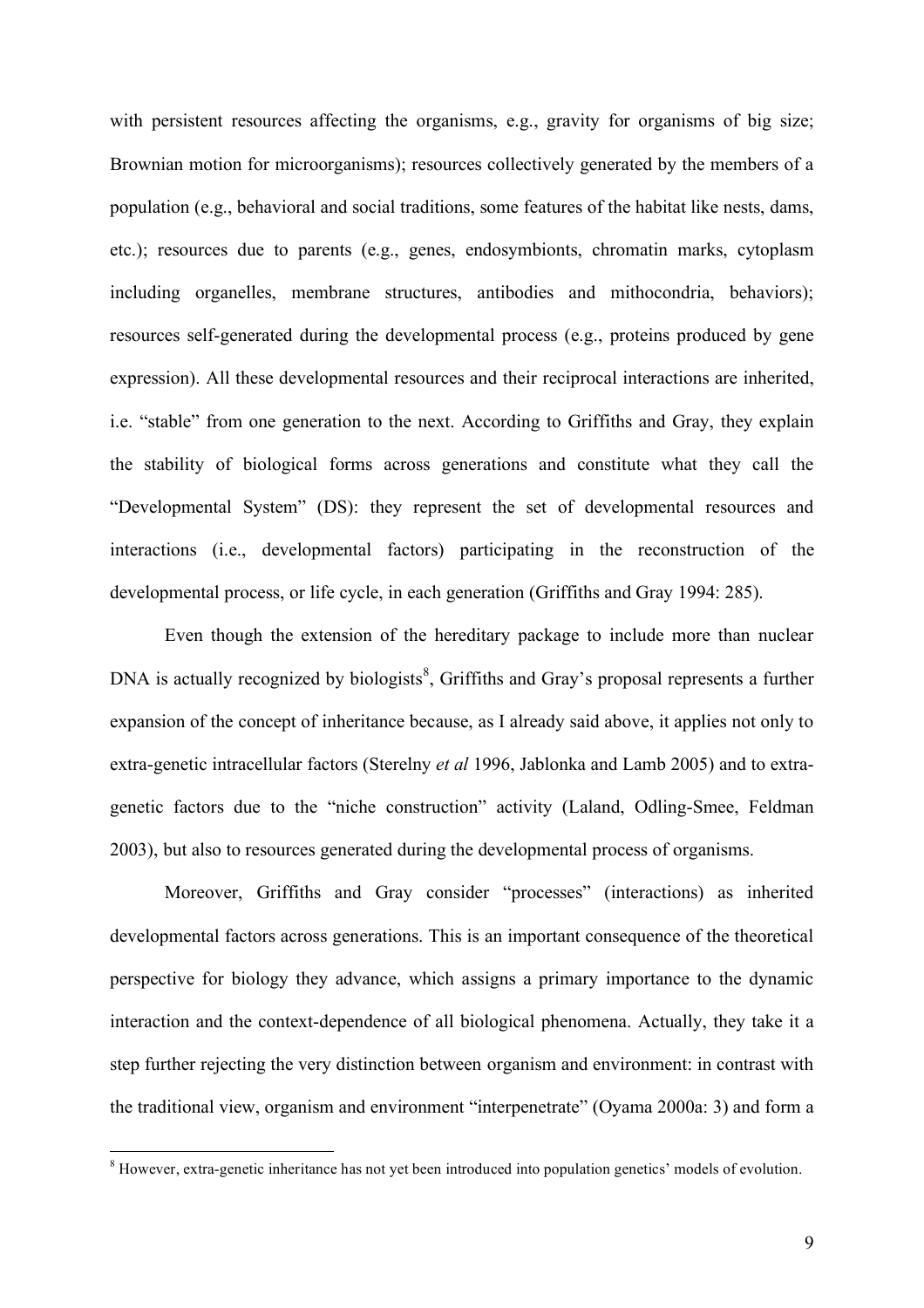with persistent resources affecting the organisms, e.g., gravity for organisms of big size; Brownian motion for microorganisms); resources collectively generated by the members of a population (e.g., behavioral and social traditions, some features of the habitat like nests, dams, etc.); resources due to parents (e.g., genes, endosymbionts, chromatin marks, cytoplasm including organelles, membrane structures, antibodies and mithocondria, behaviors); resources self-generated during the developmental process (e.g., proteins produced by gene expression). All these developmental resources and their reciprocal interactions are inherited, i.e. "stable" from one generation to the next. According to Griffiths and Gray, they explain the stability of biological forms across generations and constitute what they call the "Developmental System" (DS): they represent the set of developmental resources and interactions (i.e., developmental factors) participating in the reconstruction of the developmental process, or life cycle, in each generation (Griffiths and Gray 1994: 285).

Even though the extension of the hereditary package to include more than nuclear DNA is actually recognized by biologists[8], Griffiths and Gray's proposal represents a further expansion of the concept of inheritance because, as I already said above, it applies not only to extra-genetic intracellular factors (Sterelny *et al* 1996, Jablonka and Lamb 2005) and to extra-genetic factors due to the "niche construction" activity (Laland, Odling-Smee, Feldman 2003), but also to resources generated during the developmental process of organisms.

Moreover, Griffiths and Gray consider "processes" (interactions) as inherited developmental factors across generations. This is an important consequence of the theoretical perspective for biology they advance, which assigns a primary importance to the dynamic interaction and the context-dependence of all biological phenomena. Actually, they take it a step further rejecting the very distinction between organism and environment: in contrast with the traditional view, organism and environment "interpenetrate" (Oyama 2000a: 3) and form a

[8] However, extra-genetic inheritance has not yet been introduced into population genetics' models of evolution.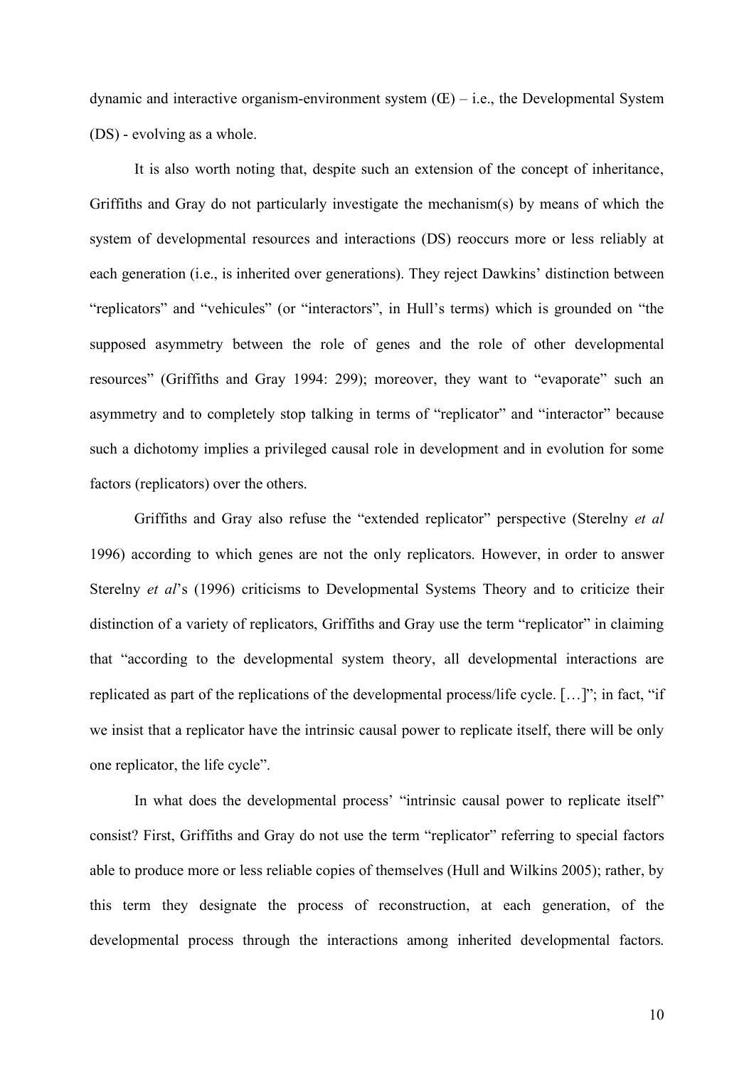dynamic and interactive organism-environment system (Œ) – i.e., the Developmental System (DS) - evolving as a whole.

It is also worth noting that, despite such an extension of the concept of inheritance, Griffiths and Gray do not particularly investigate the mechanism(s) by means of which the system of developmental resources and interactions (DS) reoccurs more or less reliably at each generation (i.e., is inherited over generations). They reject Dawkins' distinction between "replicators" and "vehicules" (or "interactors", in Hull's terms) which is grounded on "the supposed asymmetry between the role of genes and the role of other developmental resources" (Griffiths and Gray 1994: 299); moreover, they want to "evaporate" such an asymmetry and to completely stop talking in terms of "replicator" and "interactor" because such a dichotomy implies a privileged causal role in development and in evolution for some factors (replicators) over the others.

Griffiths and Gray also refuse the "extended replicator" perspective (Sterelny *et al* 1996) according to which genes are not the only replicators. However, in order to answer Sterelny *et al*'s (1996) criticisms to Developmental Systems Theory and to criticize their distinction of a variety of replicators, Griffiths and Gray use the term "replicator" in claiming that "according to the developmental system theory, all developmental interactions are replicated as part of the replications of the developmental process/life cycle. […]"; in fact, "if we insist that a replicator have the intrinsic causal power to replicate itself, there will be only one replicator, the life cycle".

In what does the developmental process' "intrinsic causal power to replicate itself" consist? First, Griffiths and Gray do not use the term "replicator" referring to special factors able to produce more or less reliable copies of themselves (Hull and Wilkins 2005); rather, by this term they designate the process of reconstruction, at each generation, of the developmental process through the interactions among inherited developmental factors.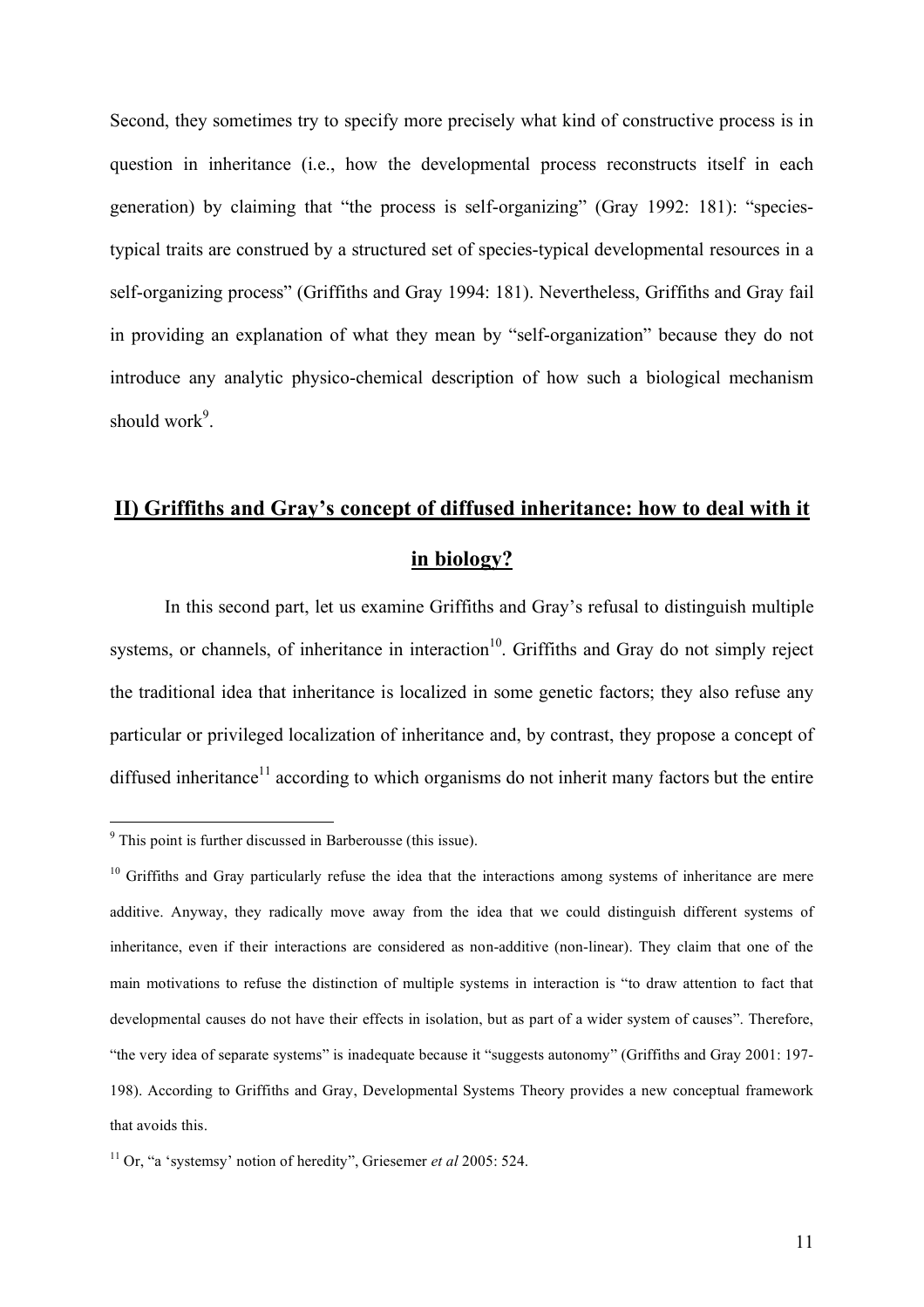Second, they sometimes try to specify more precisely what kind of constructive process is in question in inheritance (i.e., how the developmental process reconstructs itself in each generation) by claiming that "the process is self-organizing" (Gray 1992: 181): "species-typical traits are construed by a structured set of species-typical developmental resources in a self-organizing process" (Griffiths and Gray 1994: 181). Nevertheless, Griffiths and Gray fail in providing an explanation of what they mean by "self-organization" because they do not introduce any analytic physico-chemical description of how such a biological mechanism should work[9].

## II) Griffiths and Gray's concept of diffused inheritance: how to deal with it in biology?

In this second part, let us examine Griffiths and Gray's refusal to distinguish multiple systems, or channels, of inheritance in interaction[10]. Griffiths and Gray do not simply reject the traditional idea that inheritance is localized in some genetic factors; they also refuse any particular or privileged localization of inheritance and, by contrast, they propose a concept of diffused inheritance[11] according to which organisms do not inherit many factors but the entire

---

[9] This point is further discussed in Barberousse (this issue).

[10] Griffiths and Gray particularly refuse the idea that the interactions among systems of inheritance are mere additive. Anyway, they radically move away from the idea that we could distinguish different systems of inheritance, even if their interactions are considered as non-additive (non-linear). They claim that one of the main motivations to refuse the distinction of multiple systems in interaction is "to draw attention to fact that developmental causes do not have their effects in isolation, but as part of a wider system of causes". Therefore, "the very idea of separate systems" is inadequate because it "suggests autonomy" (Griffiths and Gray 2001: 197-198). According to Griffiths and Gray, Developmental Systems Theory provides a new conceptual framework that avoids this.

[11] Or, "a 'systemsy' notion of heredity", Griesemer *et al* 2005: 524.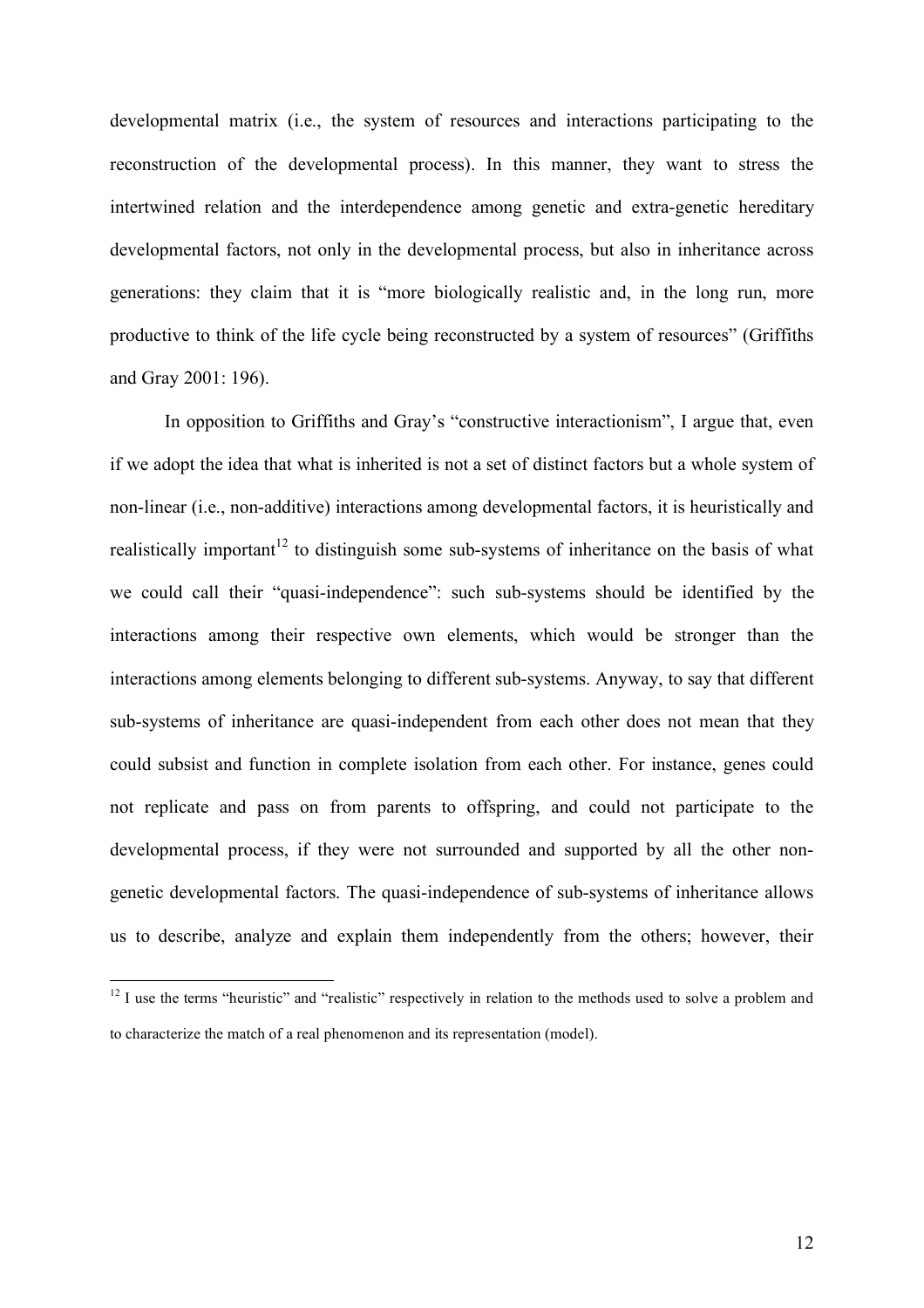developmental matrix (i.e., the system of resources and interactions participating to the reconstruction of the developmental process). In this manner, they want to stress the intertwined relation and the interdependence among genetic and extra-genetic hereditary developmental factors, not only in the developmental process, but also in inheritance across generations: they claim that it is "more biologically realistic and, in the long run, more productive to think of the life cycle being reconstructed by a system of resources" (Griffiths and Gray 2001: 196).

In opposition to Griffiths and Gray's "constructive interactionism", I argue that, even if we adopt the idea that what is inherited is not a set of distinct factors but a whole system of non-linear (i.e., non-additive) interactions among developmental factors, it is heuristically and realistically important[12] to distinguish some sub-systems of inheritance on the basis of what we could call their "quasi-independence": such sub-systems should be identified by the interactions among their respective own elements, which would be stronger than the interactions among elements belonging to different sub-systems. Anyway, to say that different sub-systems of inheritance are quasi-independent from each other does not mean that they could subsist and function in complete isolation from each other. For instance, genes could not replicate and pass on from parents to offspring, and could not participate to the developmental process, if they were not surrounded and supported by all the other non-genetic developmental factors. The quasi-independence of sub-systems of inheritance allows us to describe, analyze and explain them independently from the others; however, their

[12] I use the terms "heuristic" and "realistic" respectively in relation to the methods used to solve a problem and to characterize the match of a real phenomenon and its representation (model).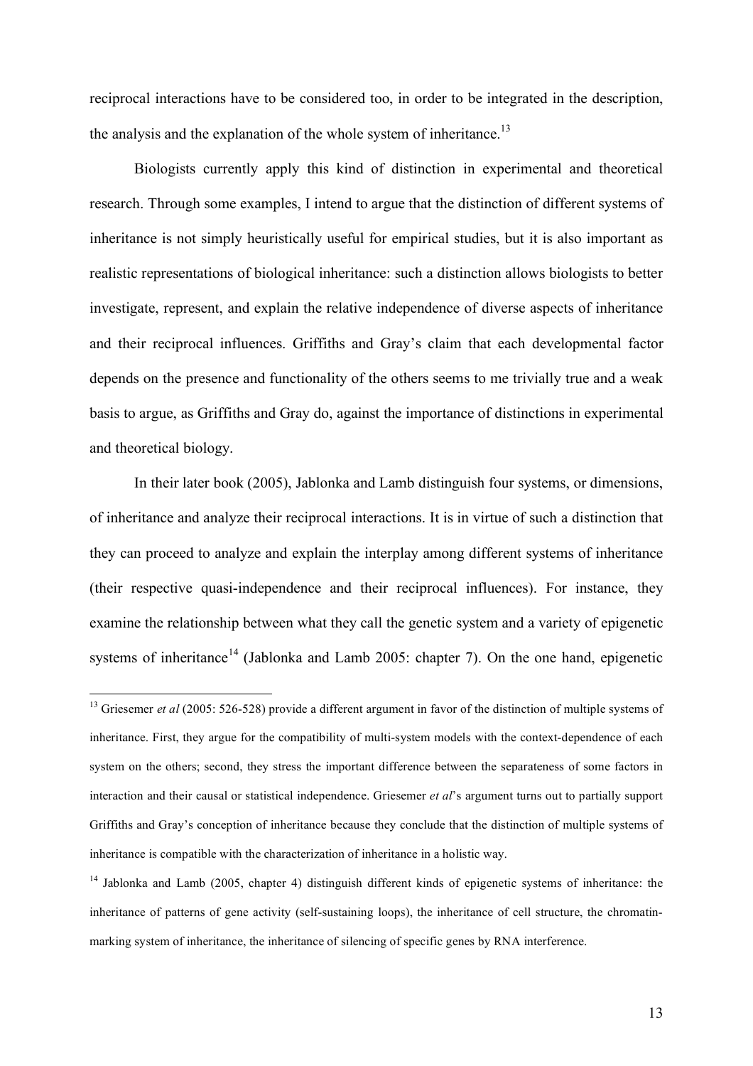reciprocal interactions have to be considered too, in order to be integrated in the description, the analysis and the explanation of the whole system of inheritance.[13]

Biologists currently apply this kind of distinction in experimental and theoretical research. Through some examples, I intend to argue that the distinction of different systems of inheritance is not simply heuristically useful for empirical studies, but it is also important as realistic representations of biological inheritance: such a distinction allows biologists to better investigate, represent, and explain the relative independence of diverse aspects of inheritance and their reciprocal influences. Griffiths and Gray's claim that each developmental factor depends on the presence and functionality of the others seems to me trivially true and a weak basis to argue, as Griffiths and Gray do, against the importance of distinctions in experimental and theoretical biology.

In their later book (2005), Jablonka and Lamb distinguish four systems, or dimensions, of inheritance and analyze their reciprocal interactions. It is in virtue of such a distinction that they can proceed to analyze and explain the interplay among different systems of inheritance (their respective quasi-independence and their reciprocal influences). For instance, they examine the relationship between what they call the genetic system and a variety of epigenetic systems of inheritance[14] (Jablonka and Lamb 2005: chapter 7). On the one hand, epigenetic

---

[13] Griesemer *et al* (2005: 526-528) provide a different argument in favor of the distinction of multiple systems of inheritance. First, they argue for the compatibility of multi-system models with the context-dependence of each system on the others; second, they stress the important difference between the separateness of some factors in interaction and their causal or statistical independence. Griesemer *et al*'s argument turns out to partially support Griffiths and Gray's conception of inheritance because they conclude that the distinction of multiple systems of inheritance is compatible with the characterization of inheritance in a holistic way.

[14] Jablonka and Lamb (2005, chapter 4) distinguish different kinds of epigenetic systems of inheritance: the inheritance of patterns of gene activity (self-sustaining loops), the inheritance of cell structure, the chromatin-marking system of inheritance, the inheritance of silencing of specific genes by RNA interference.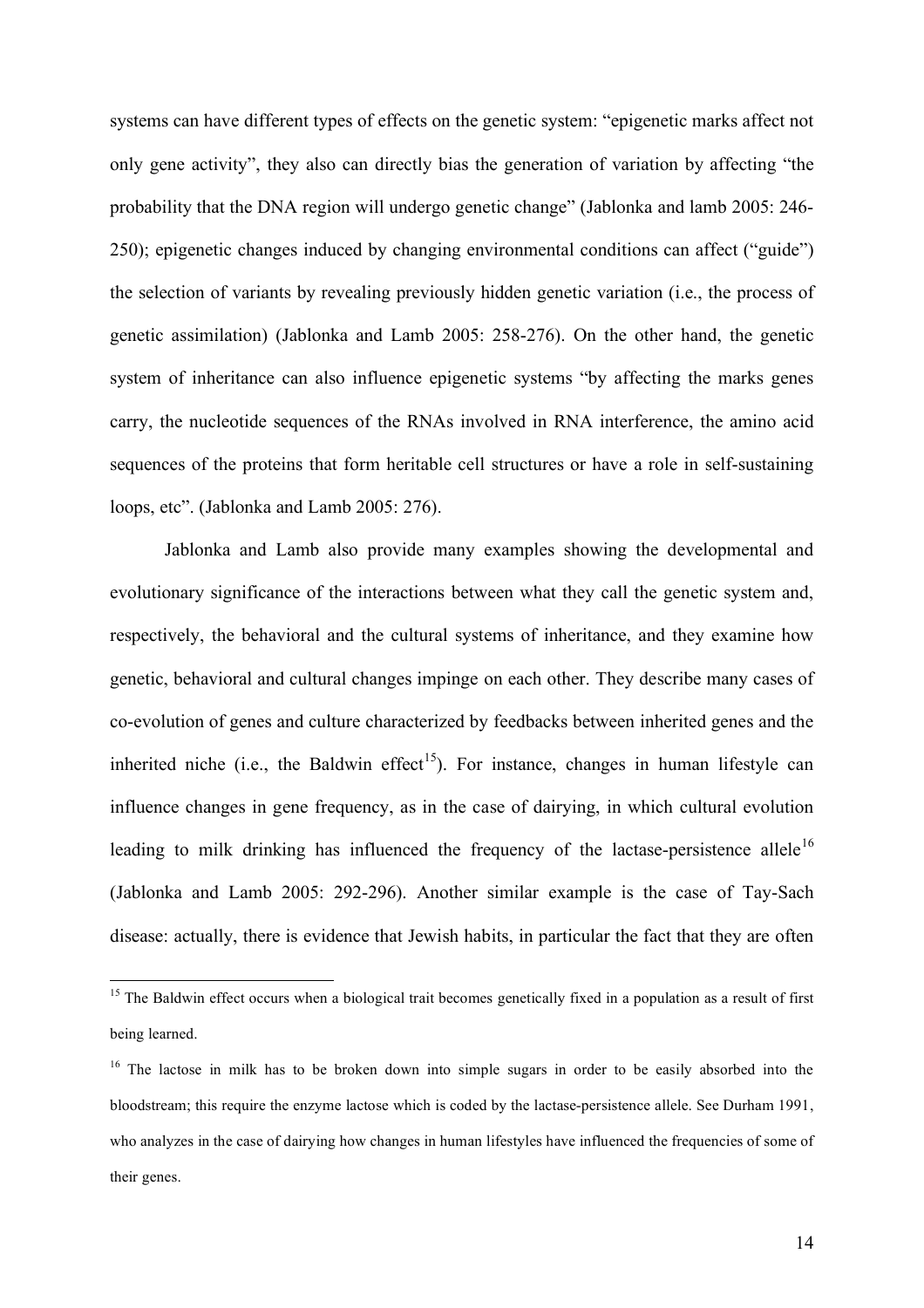systems can have different types of effects on the genetic system: "epigenetic marks affect not only gene activity", they also can directly bias the generation of variation by affecting "the probability that the DNA region will undergo genetic change" (Jablonka and lamb 2005: 246-250); epigenetic changes induced by changing environmental conditions can affect ("guide") the selection of variants by revealing previously hidden genetic variation (i.e., the process of genetic assimilation) (Jablonka and Lamb 2005: 258-276). On the other hand, the genetic system of inheritance can also influence epigenetic systems "by affecting the marks genes carry, the nucleotide sequences of the RNAs involved in RNA interference, the amino acid sequences of the proteins that form heritable cell structures or have a role in self-sustaining loops, etc". (Jablonka and Lamb 2005: 276).

Jablonka and Lamb also provide many examples showing the developmental and evolutionary significance of the interactions between what they call the genetic system and, respectively, the behavioral and the cultural systems of inheritance, and they examine how genetic, behavioral and cultural changes impinge on each other. They describe many cases of co-evolution of genes and culture characterized by feedbacks between inherited genes and the inherited niche (i.e., the Baldwin effect[15]). For instance, changes in human lifestyle can influence changes in gene frequency, as in the case of dairying, in which cultural evolution leading to milk drinking has influenced the frequency of the lactase-persistence allele[16] (Jablonka and Lamb 2005: 292-296). Another similar example is the case of Tay-Sach disease: actually, there is evidence that Jewish habits, in particular the fact that they are often

---

[15] The Baldwin effect occurs when a biological trait becomes genetically fixed in a population as a result of first being learned.

[16] The lactose in milk has to be broken down into simple sugars in order to be easily absorbed into the bloodstream; this require the enzyme lactose which is coded by the lactase-persistence allele. See Durham 1991, who analyzes in the case of dairying how changes in human lifestyles have influenced the frequencies of some of their genes.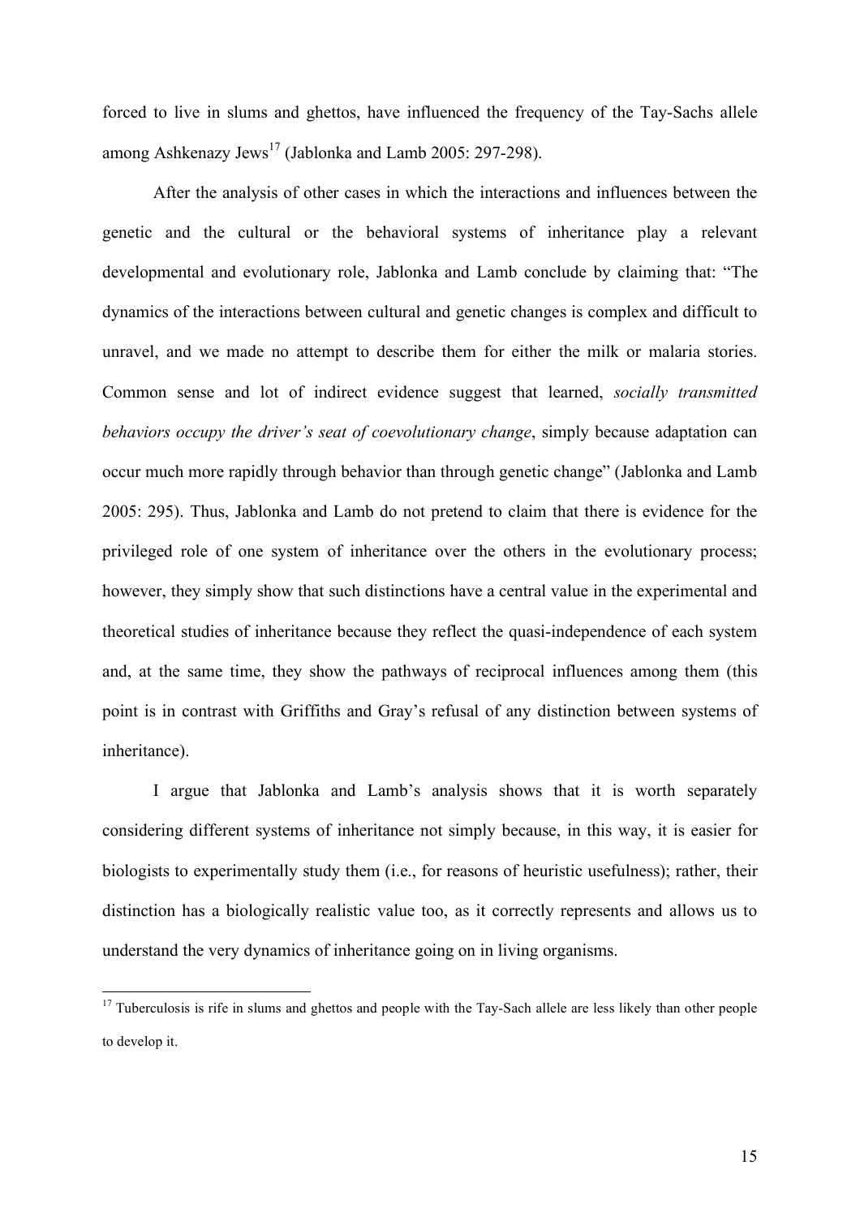forced to live in slums and ghettos, have influenced the frequency of the Tay-Sachs allele among Ashkenazy Jews[17] (Jablonka and Lamb 2005: 297-298).

After the analysis of other cases in which the interactions and influences between the genetic and the cultural or the behavioral systems of inheritance play a relevant developmental and evolutionary role, Jablonka and Lamb conclude by claiming that: "The dynamics of the interactions between cultural and genetic changes is complex and difficult to unravel, and we made no attempt to describe them for either the milk or malaria stories. Common sense and lot of indirect evidence suggest that learned, *socially transmitted behaviors occupy the driver's seat of coevolutionary change*, simply because adaptation can occur much more rapidly through behavior than through genetic change" (Jablonka and Lamb 2005: 295). Thus, Jablonka and Lamb do not pretend to claim that there is evidence for the privileged role of one system of inheritance over the others in the evolutionary process; however, they simply show that such distinctions have a central value in the experimental and theoretical studies of inheritance because they reflect the quasi-independence of each system and, at the same time, they show the pathways of reciprocal influences among them (this point is in contrast with Griffiths and Gray's refusal of any distinction between systems of inheritance).

I argue that Jablonka and Lamb's analysis shows that it is worth separately considering different systems of inheritance not simply because, in this way, it is easier for biologists to experimentally study them (i.e., for reasons of heuristic usefulness); rather, their distinction has a biologically realistic value too, as it correctly represents and allows us to understand the very dynamics of inheritance going on in living organisms.

[17] Tuberculosis is rife in slums and ghettos and people with the Tay-Sach allele are less likely than other people to develop it.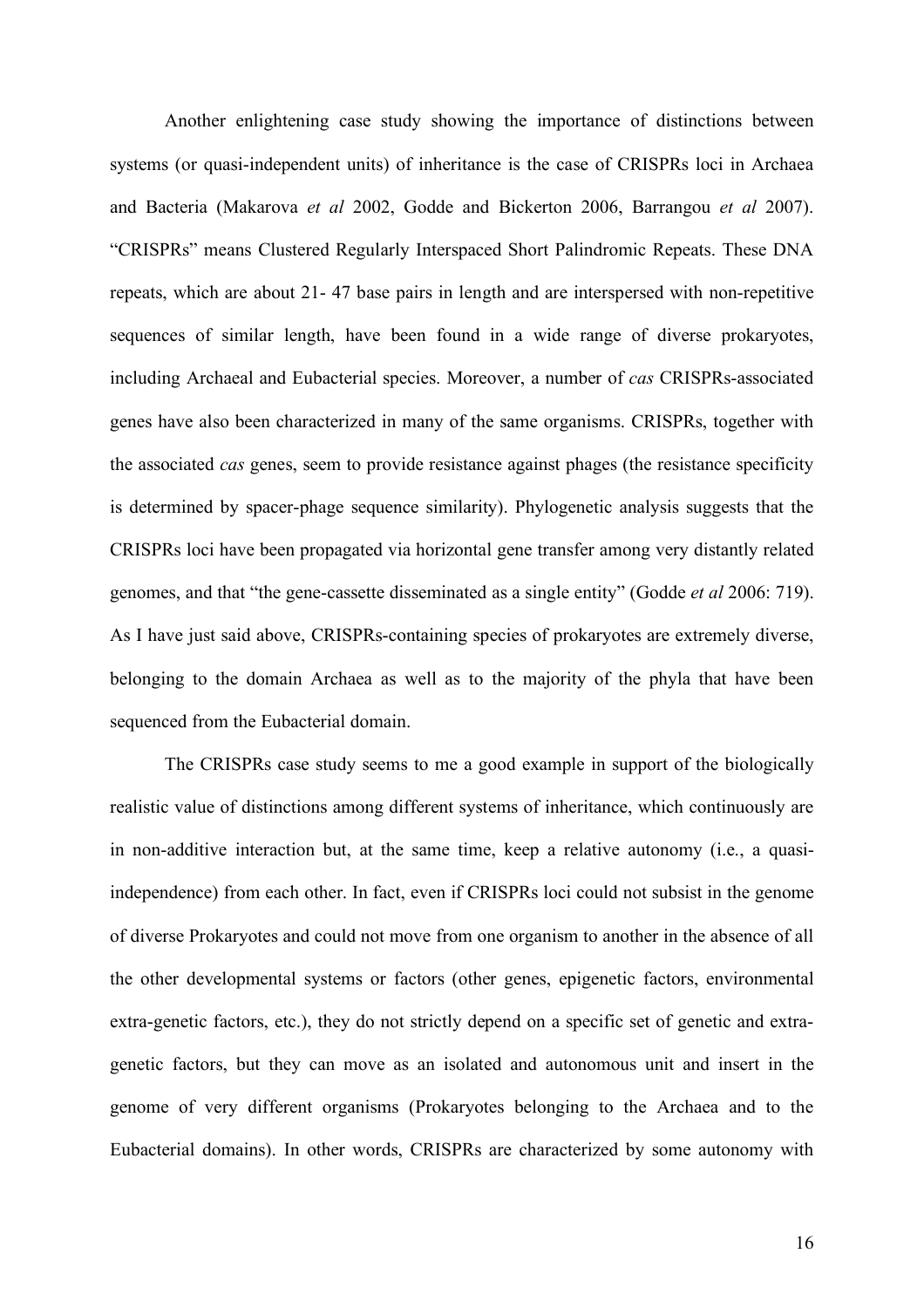Another enlightening case study showing the importance of distinctions between systems (or quasi-independent units) of inheritance is the case of CRISPRs loci in Archaea and Bacteria (Makarova *et al* 2002, Godde and Bickerton 2006, Barrangou *et al* 2007). "CRISPRs" means Clustered Regularly Interspaced Short Palindromic Repeats. These DNA repeats, which are about 21- 47 base pairs in length and are interspersed with non-repetitive sequences of similar length, have been found in a wide range of diverse prokaryotes, including Archaeal and Eubacterial species. Moreover, a number of *cas* CRISPRs-associated genes have also been characterized in many of the same organisms. CRISPRs, together with the associated *cas* genes, seem to provide resistance against phages (the resistance specificity is determined by spacer-phage sequence similarity). Phylogenetic analysis suggests that the CRISPRs loci have been propagated via horizontal gene transfer among very distantly related genomes, and that "the gene-cassette disseminated as a single entity" (Godde *et al* 2006: 719). As I have just said above, CRISPRs-containing species of prokaryotes are extremely diverse, belonging to the domain Archaea as well as to the majority of the phyla that have been sequenced from the Eubacterial domain.

The CRISPRs case study seems to me a good example in support of the biologically realistic value of distinctions among different systems of inheritance, which continuously are in non-additive interaction but, at the same time, keep a relative autonomy (i.e., a quasi-independence) from each other. In fact, even if CRISPRs loci could not subsist in the genome of diverse Prokaryotes and could not move from one organism to another in the absence of all the other developmental systems or factors (other genes, epigenetic factors, environmental extra-genetic factors, etc.), they do not strictly depend on a specific set of genetic and extra-genetic factors, but they can move as an isolated and autonomous unit and insert in the genome of very different organisms (Prokaryotes belonging to the Archaea and to the Eubacterial domains). In other words, CRISPRs are characterized by some autonomy with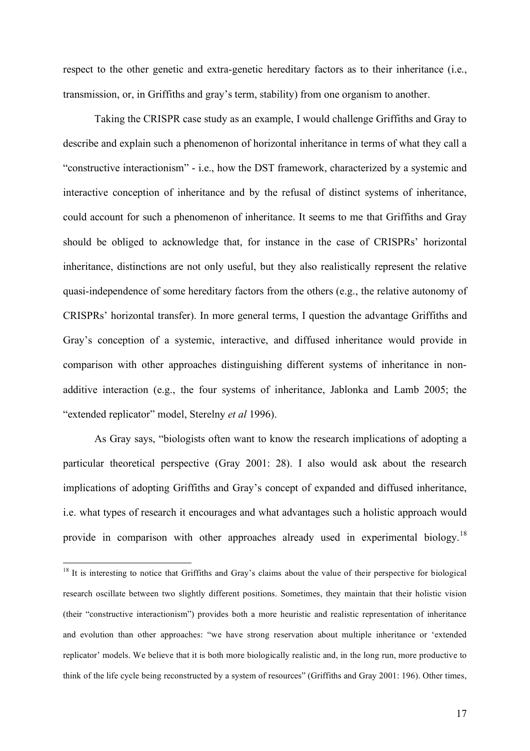respect to the other genetic and extra-genetic hereditary factors as to their inheritance (i.e., transmission, or, in Griffiths and gray's term, stability) from one organism to another.

Taking the CRISPR case study as an example, I would challenge Griffiths and Gray to describe and explain such a phenomenon of horizontal inheritance in terms of what they call a "constructive interactionism" - i.e., how the DST framework, characterized by a systemic and interactive conception of inheritance and by the refusal of distinct systems of inheritance, could account for such a phenomenon of inheritance. It seems to me that Griffiths and Gray should be obliged to acknowledge that, for instance in the case of CRISPRs' horizontal inheritance, distinctions are not only useful, but they also realistically represent the relative quasi-independence of some hereditary factors from the others (e.g., the relative autonomy of CRISPRs' horizontal transfer). In more general terms, I question the advantage Griffiths and Gray's conception of a systemic, interactive, and diffused inheritance would provide in comparison with other approaches distinguishing different systems of inheritance in non-additive interaction (e.g., the four systems of inheritance, Jablonka and Lamb 2005; the "extended replicator" model, Sterelny *et al* 1996).

As Gray says, "biologists often want to know the research implications of adopting a particular theoretical perspective (Gray 2001: 28). I also would ask about the research implications of adopting Griffiths and Gray's concept of expanded and diffused inheritance, i.e. what types of research it encourages and what advantages such a holistic approach would provide in comparison with other approaches already used in experimental biology.[18]

[18] It is interesting to notice that Griffiths and Gray's claims about the value of their perspective for biological research oscillate between two slightly different positions. Sometimes, they maintain that their holistic vision (their "constructive interactionism") provides both a more heuristic and realistic representation of inheritance and evolution than other approaches: "we have strong reservation about multiple inheritance or 'extended replicator' models. We believe that it is both more biologically realistic and, in the long run, more productive to think of the life cycle being reconstructed by a system of resources" (Griffiths and Gray 2001: 196). Other times,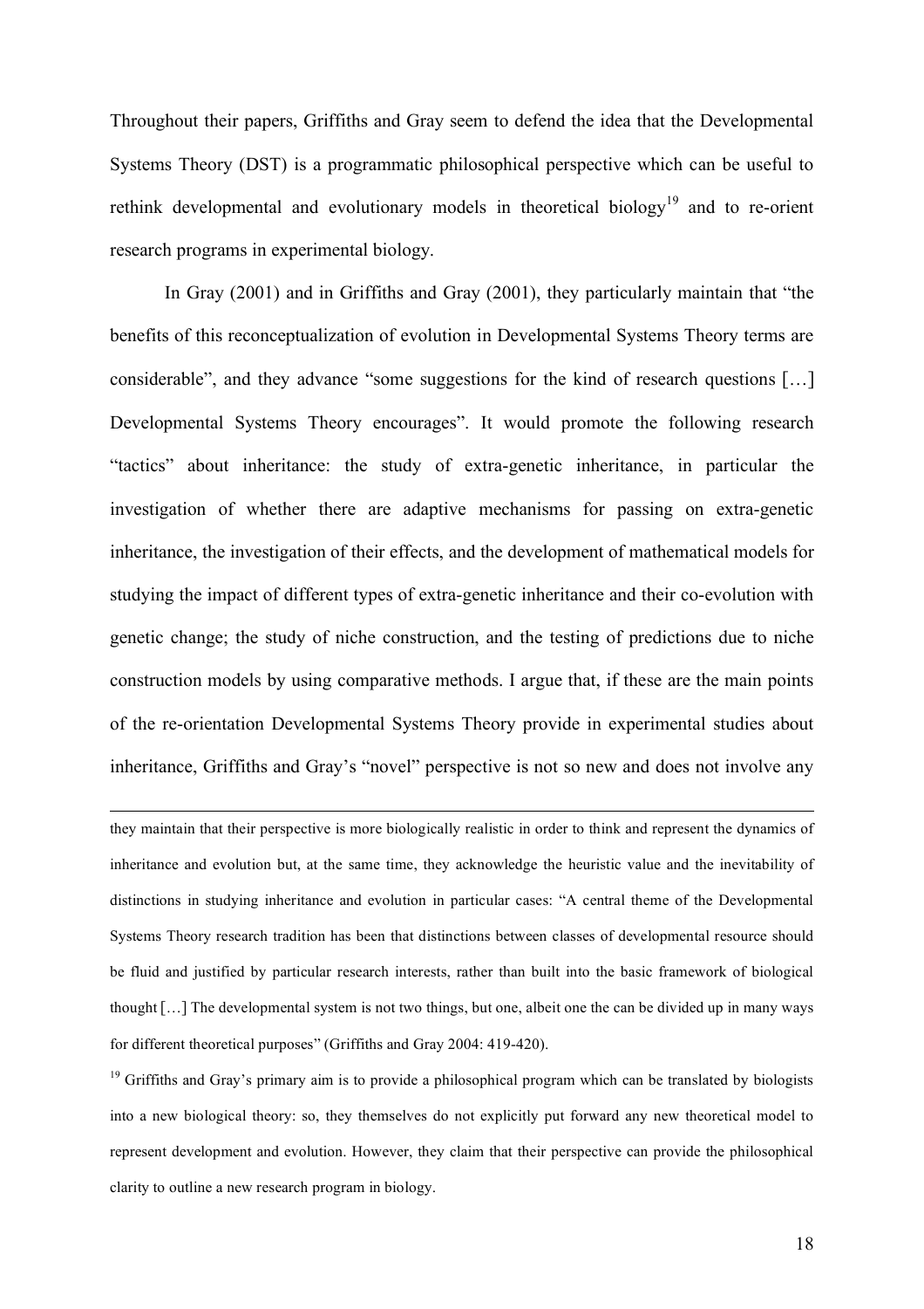Throughout their papers, Griffiths and Gray seem to defend the idea that the Developmental Systems Theory (DST) is a programmatic philosophical perspective which can be useful to rethink developmental and evolutionary models in theoretical biology[19] and to re-orient research programs in experimental biology.

In Gray (2001) and in Griffiths and Gray (2001), they particularly maintain that "the benefits of this reconceptualization of evolution in Developmental Systems Theory terms are considerable", and they advance "some suggestions for the kind of research questions […] Developmental Systems Theory encourages". It would promote the following research "tactics" about inheritance: the study of extra-genetic inheritance, in particular the investigation of whether there are adaptive mechanisms for passing on extra-genetic inheritance, the investigation of their effects, and the development of mathematical models for studying the impact of different types of extra-genetic inheritance and their co-evolution with genetic change; the study of niche construction, and the testing of predictions due to niche construction models by using comparative methods. I argue that, if these are the main points of the re-orientation Developmental Systems Theory provide in experimental studies about inheritance, Griffiths and Gray's "novel" perspective is not so new and does not involve any

---

they maintain that their perspective is more biologically realistic in order to think and represent the dynamics of inheritance and evolution but, at the same time, they acknowledge the heuristic value and the inevitability of distinctions in studying inheritance and evolution in particular cases: "A central theme of the Developmental Systems Theory research tradition has been that distinctions between classes of developmental resource should be fluid and justified by particular research interests, rather than built into the basic framework of biological thought […] The developmental system is not two things, but one, albeit one the can be divided up in many ways for different theoretical purposes" (Griffiths and Gray 2004: 419-420).

[19] Griffiths and Gray's primary aim is to provide a philosophical program which can be translated by biologists into a new biological theory: so, they themselves do not explicitly put forward any new theoretical model to represent development and evolution. However, they claim that their perspective can provide the philosophical clarity to outline a new research program in biology.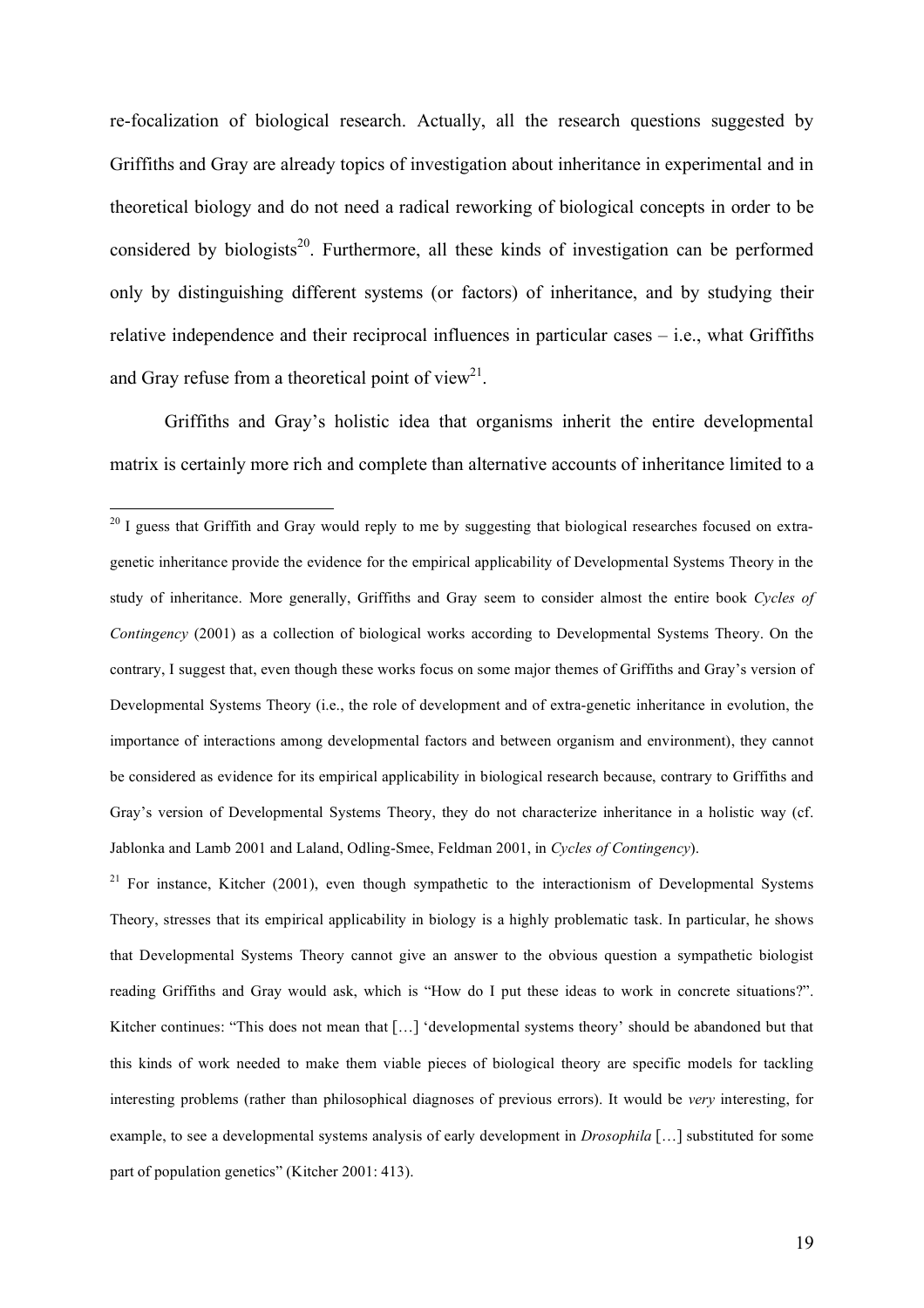re-focalization of biological research. Actually, all the research questions suggested by Griffiths and Gray are already topics of investigation about inheritance in experimental and in theoretical biology and do not need a radical reworking of biological concepts in order to be considered by biologists[20]. Furthermore, all these kinds of investigation can be performed only by distinguishing different systems (or factors) of inheritance, and by studying their relative independence and their reciprocal influences in particular cases – i.e., what Griffiths and Gray refuse from a theoretical point of view[21].

Griffiths and Gray's holistic idea that organisms inherit the entire developmental matrix is certainly more rich and complete than alternative accounts of inheritance limited to a

---

[20] I guess that Griffith and Gray would reply to me by suggesting that biological researches focused on extra-genetic inheritance provide the evidence for the empirical applicability of Developmental Systems Theory in the study of inheritance. More generally, Griffiths and Gray seem to consider almost the entire book *Cycles of Contingency* (2001) as a collection of biological works according to Developmental Systems Theory. On the contrary, I suggest that, even though these works focus on some major themes of Griffiths and Gray's version of Developmental Systems Theory (i.e., the role of development and of extra-genetic inheritance in evolution, the importance of interactions among developmental factors and between organism and environment), they cannot be considered as evidence for its empirical applicability in biological research because, contrary to Griffiths and Gray's version of Developmental Systems Theory, they do not characterize inheritance in a holistic way (cf. Jablonka and Lamb 2001 and Laland, Odling-Smee, Feldman 2001, in *Cycles of Contingency*).

[21] For instance, Kitcher (2001), even though sympathetic to the interactionism of Developmental Systems Theory, stresses that its empirical applicability in biology is a highly problematic task. In particular, he shows that Developmental Systems Theory cannot give an answer to the obvious question a sympathetic biologist reading Griffiths and Gray would ask, which is "How do I put these ideas to work in concrete situations?". Kitcher continues: "This does not mean that […] 'developmental systems theory' should be abandoned but that this kinds of work needed to make them viable pieces of biological theory are specific models for tackling interesting problems (rather than philosophical diagnoses of previous errors). It would be *very* interesting, for example, to see a developmental systems analysis of early development in *Drosophila* […] substituted for some part of population genetics" (Kitcher 2001: 413).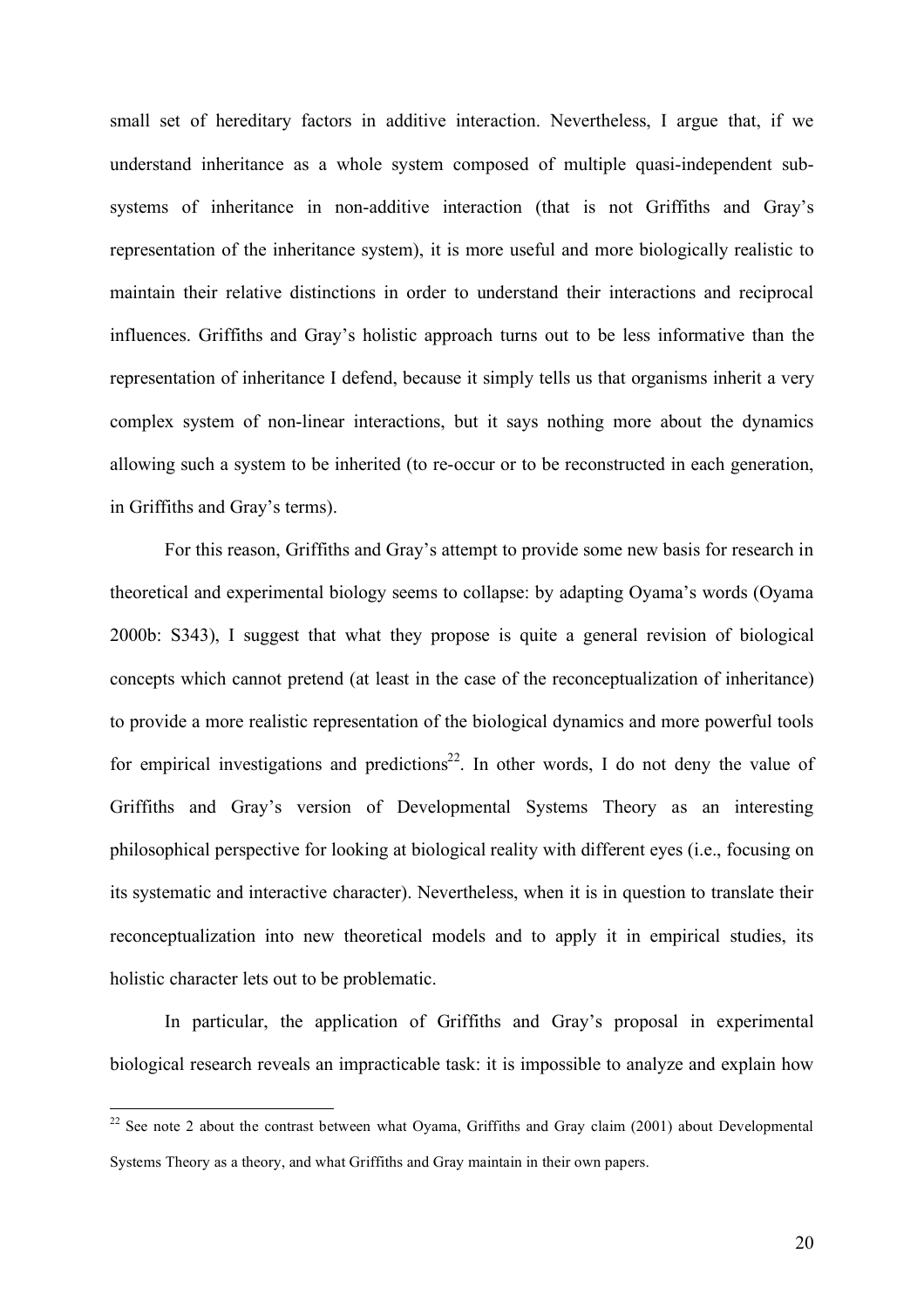small set of hereditary factors in additive interaction. Nevertheless, I argue that, if we understand inheritance as a whole system composed of multiple quasi-independent sub-systems of inheritance in non-additive interaction (that is not Griffiths and Gray's representation of the inheritance system), it is more useful and more biologically realistic to maintain their relative distinctions in order to understand their interactions and reciprocal influences. Griffiths and Gray's holistic approach turns out to be less informative than the representation of inheritance I defend, because it simply tells us that organisms inherit a very complex system of non-linear interactions, but it says nothing more about the dynamics allowing such a system to be inherited (to re-occur or to be reconstructed in each generation, in Griffiths and Gray's terms).

For this reason, Griffiths and Gray's attempt to provide some new basis for research in theoretical and experimental biology seems to collapse: by adapting Oyama's words (Oyama 2000b: S343), I suggest that what they propose is quite a general revision of biological concepts which cannot pretend (at least in the case of the reconceptualization of inheritance) to provide a more realistic representation of the biological dynamics and more powerful tools for empirical investigations and predictions[22]. In other words, I do not deny the value of Griffiths and Gray's version of Developmental Systems Theory as an interesting philosophical perspective for looking at biological reality with different eyes (i.e., focusing on its systematic and interactive character). Nevertheless, when it is in question to translate their reconceptualization into new theoretical models and to apply it in empirical studies, its holistic character lets out to be problematic.

In particular, the application of Griffiths and Gray's proposal in experimental biological research reveals an impracticable task: it is impossible to analyze and explain how

[22] See note 2 about the contrast between what Oyama, Griffiths and Gray claim (2001) about Developmental Systems Theory as a theory, and what Griffiths and Gray maintain in their own papers.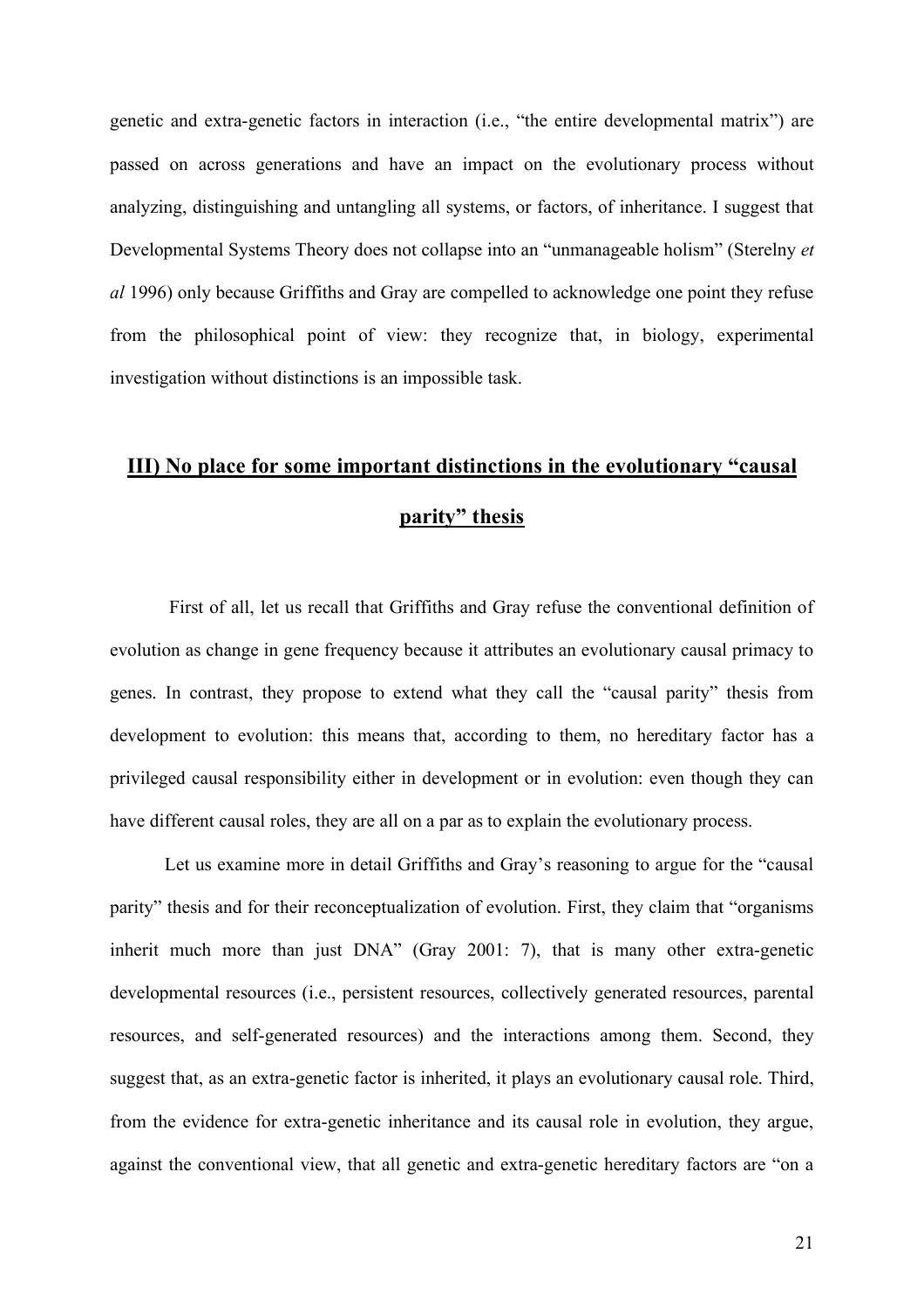genetic and extra-genetic factors in interaction (i.e., "the entire developmental matrix") are passed on across generations and have an impact on the evolutionary process without analyzing, distinguishing and untangling all systems, or factors, of inheritance. I suggest that Developmental Systems Theory does not collapse into an "unmanageable holism" (Sterelny *et al* 1996) only because Griffiths and Gray are compelled to acknowledge one point they refuse from the philosophical point of view: they recognize that, in biology, experimental investigation without distinctions is an impossible task.

## III) No place for some important distinctions in the evolutionary "causal parity" thesis

First of all, let us recall that Griffiths and Gray refuse the conventional definition of evolution as change in gene frequency because it attributes an evolutionary causal primacy to genes. In contrast, they propose to extend what they call the "causal parity" thesis from development to evolution: this means that, according to them, no hereditary factor has a privileged causal responsibility either in development or in evolution: even though they can have different causal roles, they are all on a par as to explain the evolutionary process.

Let us examine more in detail Griffiths and Gray's reasoning to argue for the "causal parity" thesis and for their reconceptualization of evolution. First, they claim that "organisms inherit much more than just DNA" (Gray 2001: 7), that is many other extra-genetic developmental resources (i.e., persistent resources, collectively generated resources, parental resources, and self-generated resources) and the interactions among them. Second, they suggest that, as an extra-genetic factor is inherited, it plays an evolutionary causal role. Third, from the evidence for extra-genetic inheritance and its causal role in evolution, they argue, against the conventional view, that all genetic and extra-genetic hereditary factors are "on a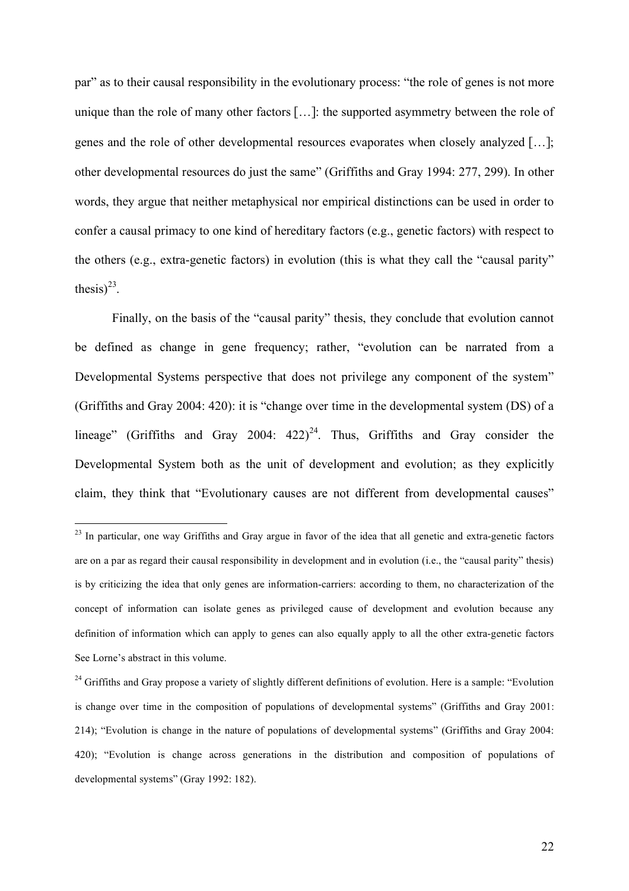par" as to their causal responsibility in the evolutionary process: "the role of genes is not more unique than the role of many other factors […]: the supported asymmetry between the role of genes and the role of other developmental resources evaporates when closely analyzed […]; other developmental resources do just the same" (Griffiths and Gray 1994: 277, 299). In other words, they argue that neither metaphysical nor empirical distinctions can be used in order to confer a causal primacy to one kind of hereditary factors (e.g., genetic factors) with respect to the others (e.g., extra-genetic factors) in evolution (this is what they call the "causal parity" thesis)[23].

Finally, on the basis of the "causal parity" thesis, they conclude that evolution cannot be defined as change in gene frequency; rather, "evolution can be narrated from a Developmental Systems perspective that does not privilege any component of the system" (Griffiths and Gray 2004: 420): it is "change over time in the developmental system (DS) of a lineage" (Griffiths and Gray 2004: 422)[24]. Thus, Griffiths and Gray consider the Developmental System both as the unit of development and evolution; as they explicitly claim, they think that "Evolutionary causes are not different from developmental causes"

---

[23] In particular, one way Griffiths and Gray argue in favor of the idea that all genetic and extra-genetic factors are on a par as regard their causal responsibility in development and in evolution (i.e., the "causal parity" thesis) is by criticizing the idea that only genes are information-carriers: according to them, no characterization of the concept of information can isolate genes as privileged cause of development and evolution because any definition of information which can apply to genes can also equally apply to all the other extra-genetic factors See Lorne's abstract in this volume.

[24] Griffiths and Gray propose a variety of slightly different definitions of evolution. Here is a sample: "Evolution is change over time in the composition of populations of developmental systems" (Griffiths and Gray 2001: 214); "Evolution is change in the nature of populations of developmental systems" (Griffiths and Gray 2004: 420); "Evolution is change across generations in the distribution and composition of populations of developmental systems" (Gray 1992: 182).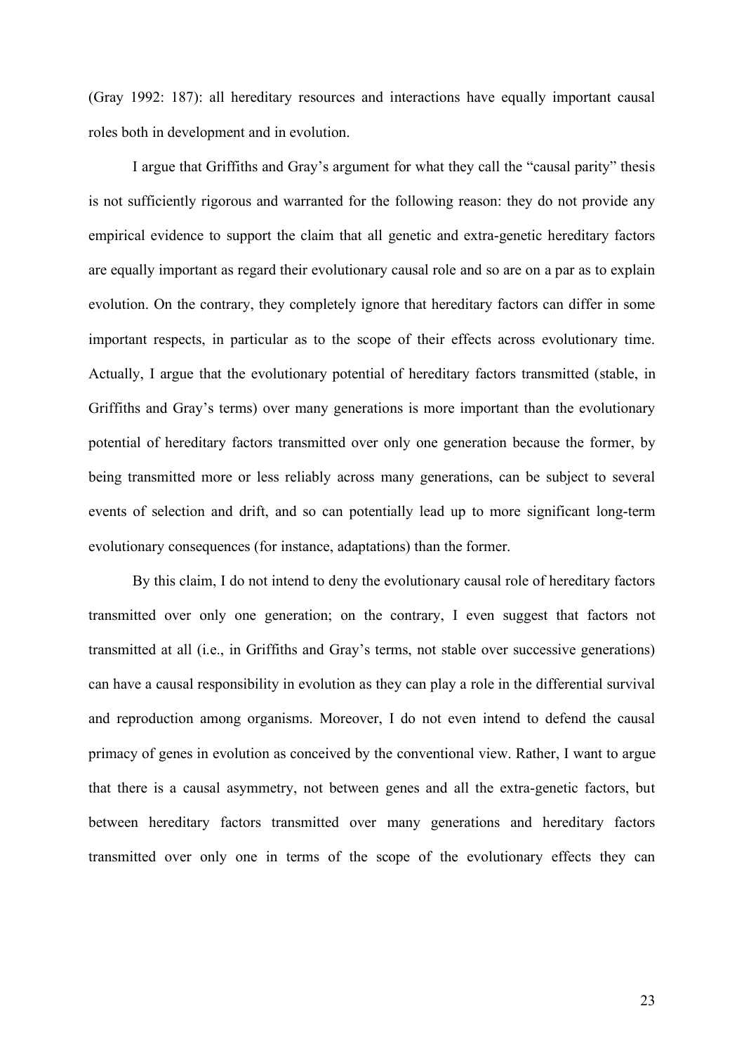(Gray 1992: 187): all hereditary resources and interactions have equally important causal roles both in development and in evolution.

I argue that Griffiths and Gray's argument for what they call the "causal parity" thesis is not sufficiently rigorous and warranted for the following reason: they do not provide any empirical evidence to support the claim that all genetic and extra-genetic hereditary factors are equally important as regard their evolutionary causal role and so are on a par as to explain evolution. On the contrary, they completely ignore that hereditary factors can differ in some important respects, in particular as to the scope of their effects across evolutionary time. Actually, I argue that the evolutionary potential of hereditary factors transmitted (stable, in Griffiths and Gray's terms) over many generations is more important than the evolutionary potential of hereditary factors transmitted over only one generation because the former, by being transmitted more or less reliably across many generations, can be subject to several events of selection and drift, and so can potentially lead up to more significant long-term evolutionary consequences (for instance, adaptations) than the former.

By this claim, I do not intend to deny the evolutionary causal role of hereditary factors transmitted over only one generation; on the contrary, I even suggest that factors not transmitted at all (i.e., in Griffiths and Gray's terms, not stable over successive generations) can have a causal responsibility in evolution as they can play a role in the differential survival and reproduction among organisms. Moreover, I do not even intend to defend the causal primacy of genes in evolution as conceived by the conventional view. Rather, I want to argue that there is a causal asymmetry, not between genes and all the extra-genetic factors, but between hereditary factors transmitted over many generations and hereditary factors transmitted over only one in terms of the scope of the evolutionary effects they can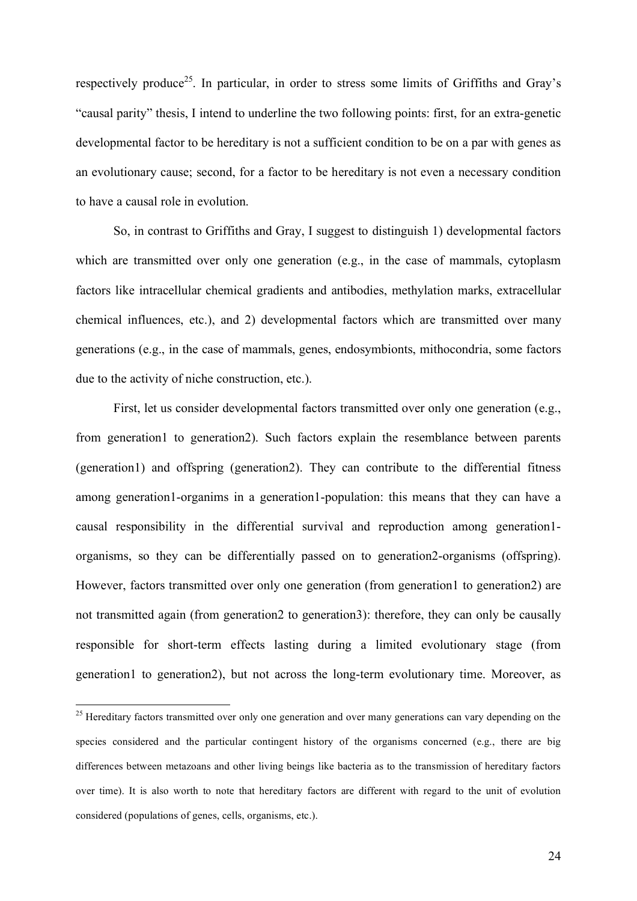respectively produce[25]. In particular, in order to stress some limits of Griffiths and Gray's "causal parity" thesis, I intend to underline the two following points: first, for an extra-genetic developmental factor to be hereditary is not a sufficient condition to be on a par with genes as an evolutionary cause; second, for a factor to be hereditary is not even a necessary condition to have a causal role in evolution.

So, in contrast to Griffiths and Gray, I suggest to distinguish 1) developmental factors which are transmitted over only one generation (e.g., in the case of mammals, cytoplasm factors like intracellular chemical gradients and antibodies, methylation marks, extracellular chemical influences, etc.), and 2) developmental factors which are transmitted over many generations (e.g., in the case of mammals, genes, endosymbionts, mithocondria, some factors due to the activity of niche construction, etc.).

First, let us consider developmental factors transmitted over only one generation (e.g., from generation1 to generation2). Such factors explain the resemblance between parents (generation1) and offspring (generation2). They can contribute to the differential fitness among generation1-organims in a generation1-population: this means that they can have a causal responsibility in the differential survival and reproduction among generation1-organisms, so they can be differentially passed on to generation2-organisms (offspring). However, factors transmitted over only one generation (from generation1 to generation2) are not transmitted again (from generation2 to generation3): therefore, they can only be causally responsible for short-term effects lasting during a limited evolutionary stage (from generation1 to generation2), but not across the long-term evolutionary time. Moreover, as

[25] Hereditary factors transmitted over only one generation and over many generations can vary depending on the species considered and the particular contingent history of the organisms concerned (e.g., there are big differences between metazoans and other living beings like bacteria as to the transmission of hereditary factors over time). It is also worth to note that hereditary factors are different with regard to the unit of evolution considered (populations of genes, cells, organisms, etc.).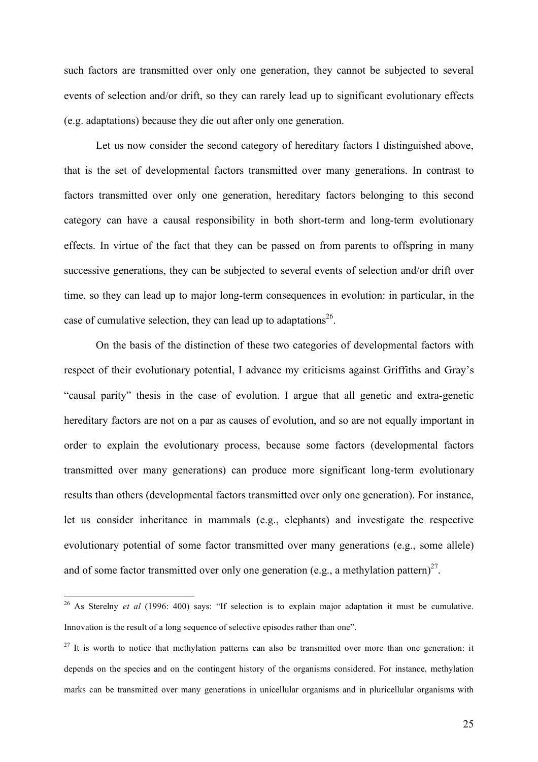such factors are transmitted over only one generation, they cannot be subjected to several events of selection and/or drift, so they can rarely lead up to significant evolutionary effects (e.g. adaptations) because they die out after only one generation.

Let us now consider the second category of hereditary factors I distinguished above, that is the set of developmental factors transmitted over many generations. In contrast to factors transmitted over only one generation, hereditary factors belonging to this second category can have a causal responsibility in both short-term and long-term evolutionary effects. In virtue of the fact that they can be passed on from parents to offspring in many successive generations, they can be subjected to several events of selection and/or drift over time, so they can lead up to major long-term consequences in evolution: in particular, in the case of cumulative selection, they can lead up to adaptations[26].

On the basis of the distinction of these two categories of developmental factors with respect of their evolutionary potential, I advance my criticisms against Griffiths and Gray's "causal parity" thesis in the case of evolution. I argue that all genetic and extra-genetic hereditary factors are not on a par as causes of evolution, and so are not equally important in order to explain the evolutionary process, because some factors (developmental factors transmitted over many generations) can produce more significant long-term evolutionary results than others (developmental factors transmitted over only one generation). For instance, let us consider inheritance in mammals (e.g., elephants) and investigate the respective evolutionary potential of some factor transmitted over many generations (e.g., some allele) and of some factor transmitted over only one generation (e.g., a methylation pattern)[27].

---

[26] As Sterelny *et al* (1996: 400) says: "If selection is to explain major adaptation it must be cumulative. Innovation is the result of a long sequence of selective episodes rather than one".

[27] It is worth to notice that methylation patterns can also be transmitted over more than one generation: it depends on the species and on the contingent history of the organisms considered. For instance, methylation marks can be transmitted over many generations in unicellular organisms and in pluricellular organisms with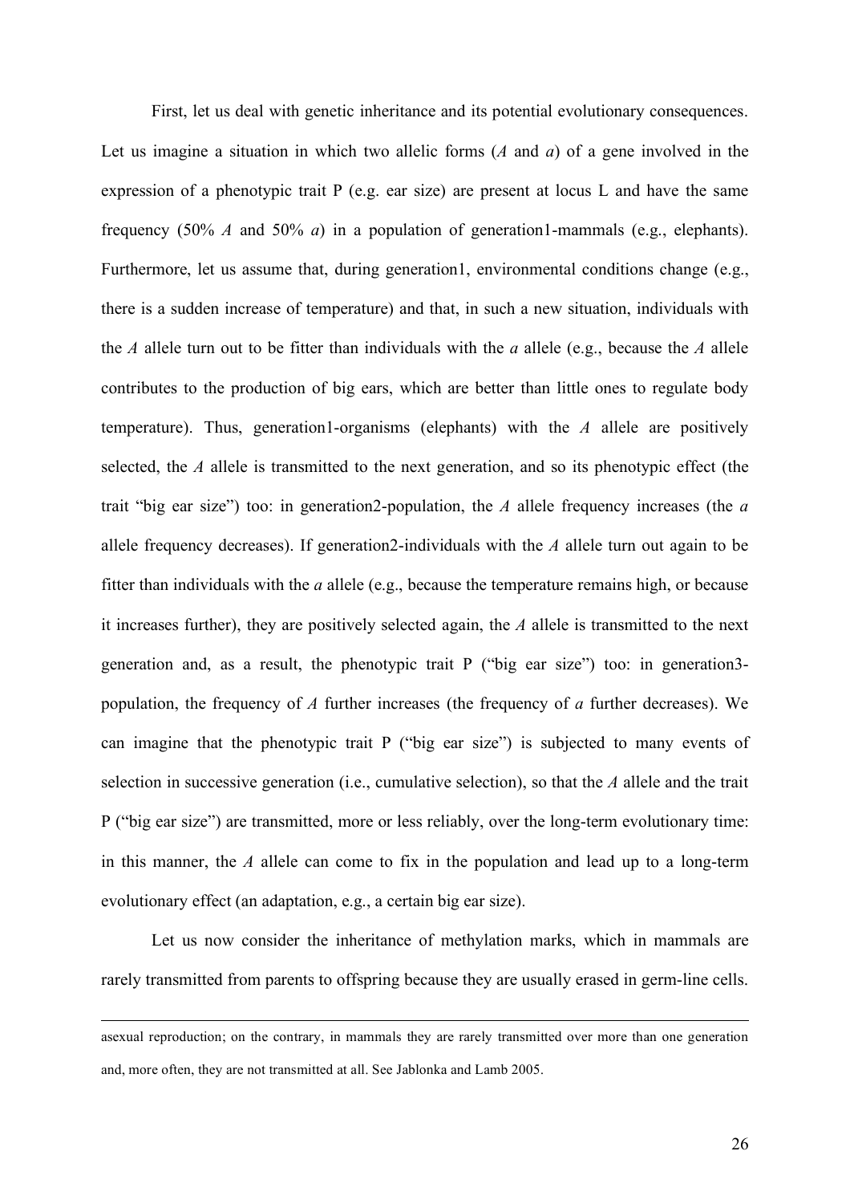First, let us deal with genetic inheritance and its potential evolutionary consequences. Let us imagine a situation in which two allelic forms (*A* and *a*) of a gene involved in the expression of a phenotypic trait P (e.g. ear size) are present at locus L and have the same frequency (50% *A* and 50% *a*) in a population of generation1-mammals (e.g., elephants). Furthermore, let us assume that, during generation1, environmental conditions change (e.g., there is a sudden increase of temperature) and that, in such a new situation, individuals with the *A* allele turn out to be fitter than individuals with the *a* allele (e.g., because the *A* allele contributes to the production of big ears, which are better than little ones to regulate body temperature). Thus, generation1-organisms (elephants) with the *A* allele are positively selected, the *A* allele is transmitted to the next generation, and so its phenotypic effect (the trait "big ear size") too: in generation2-population, the *A* allele frequency increases (the *a* allele frequency decreases). If generation2-individuals with the *A* allele turn out again to be fitter than individuals with the *a* allele (e.g., because the temperature remains high, or because it increases further), they are positively selected again, the *A* allele is transmitted to the next generation and, as a result, the phenotypic trait P ("big ear size") too: in generation3-population, the frequency of *A* further increases (the frequency of *a* further decreases). We can imagine that the phenotypic trait P ("big ear size") is subjected to many events of selection in successive generation (i.e., cumulative selection), so that the *A* allele and the trait P ("big ear size") are transmitted, more or less reliably, over the long-term evolutionary time: in this manner, the *A* allele can come to fix in the population and lead up to a long-term evolutionary effect (an adaptation, e.g., a certain big ear size).

Let us now consider the inheritance of methylation marks, which in mammals are rarely transmitted from parents to offspring because they are usually erased in germ-line cells.

---

asexual reproduction; on the contrary, in mammals they are rarely transmitted over more than one generation and, more often, they are not transmitted at all. See Jablonka and Lamb 2005.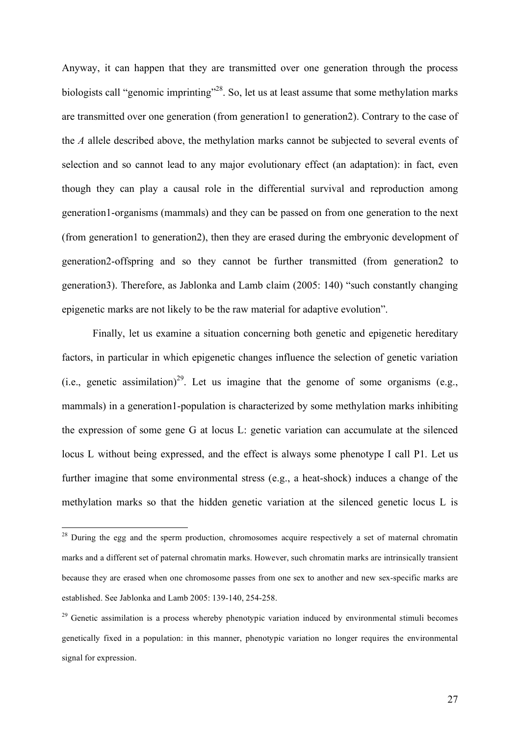Anyway, it can happen that they are transmitted over one generation through the process biologists call "genomic imprinting"[28]. So, let us at least assume that some methylation marks are transmitted over one generation (from generation1 to generation2). Contrary to the case of the *A* allele described above, the methylation marks cannot be subjected to several events of selection and so cannot lead to any major evolutionary effect (an adaptation): in fact, even though they can play a causal role in the differential survival and reproduction among generation1-organisms (mammals) and they can be passed on from one generation to the next (from generation1 to generation2), then they are erased during the embryonic development of generation2-offspring and so they cannot be further transmitted (from generation2 to generation3). Therefore, as Jablonka and Lamb claim (2005: 140) "such constantly changing epigenetic marks are not likely to be the raw material for adaptive evolution".

Finally, let us examine a situation concerning both genetic and epigenetic hereditary factors, in particular in which epigenetic changes influence the selection of genetic variation (i.e., genetic assimilation)[29]. Let us imagine that the genome of some organisms (e.g., mammals) in a generation1-population is characterized by some methylation marks inhibiting the expression of some gene G at locus L: genetic variation can accumulate at the silenced locus L without being expressed, and the effect is always some phenotype I call P1. Let us further imagine that some environmental stress (e.g., a heat-shock) induces a change of the methylation marks so that the hidden genetic variation at the silenced genetic locus L is

---

[28] During the egg and the sperm production, chromosomes acquire respectively a set of maternal chromatin marks and a different set of paternal chromatin marks. However, such chromatin marks are intrinsically transient because they are erased when one chromosome passes from one sex to another and new sex-specific marks are established. See Jablonka and Lamb 2005: 139-140, 254-258.

[29] Genetic assimilation is a process whereby phenotypic variation induced by environmental stimuli becomes genetically fixed in a population: in this manner, phenotypic variation no longer requires the environmental signal for expression.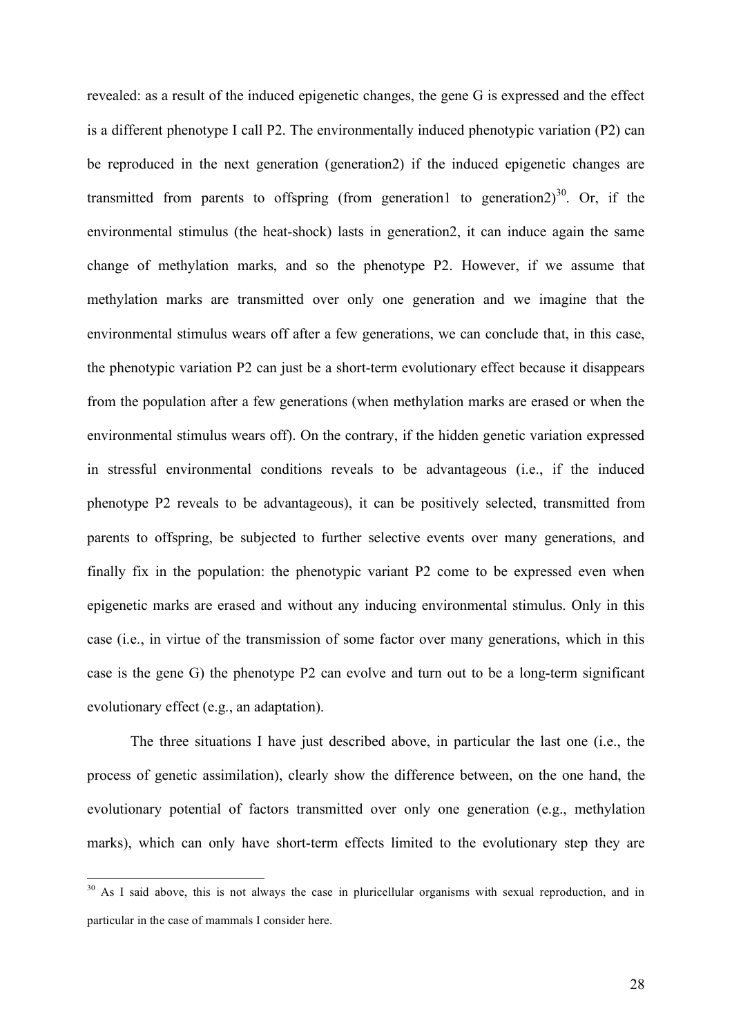revealed: as a result of the induced epigenetic changes, the gene G is expressed and the effect is a different phenotype I call P2. The environmentally induced phenotypic variation (P2) can be reproduced in the next generation (generation2) if the induced epigenetic changes are transmitted from parents to offspring (from generation1 to generation2)[30]. Or, if the environmental stimulus (the heat-shock) lasts in generation2, it can induce again the same change of methylation marks, and so the phenotype P2. However, if we assume that methylation marks are transmitted over only one generation and we imagine that the environmental stimulus wears off after a few generations, we can conclude that, in this case, the phenotypic variation P2 can just be a short-term evolutionary effect because it disappears from the population after a few generations (when methylation marks are erased or when the environmental stimulus wears off). On the contrary, if the hidden genetic variation expressed in stressful environmental conditions reveals to be advantageous (i.e., if the induced phenotype P2 reveals to be advantageous), it can be positively selected, transmitted from parents to offspring, be subjected to further selective events over many generations, and finally fix in the population: the phenotypic variant P2 come to be expressed even when epigenetic marks are erased and without any inducing environmental stimulus. Only in this case (i.e., in virtue of the transmission of some factor over many generations, which in this case is the gene G) the phenotype P2 can evolve and turn out to be a long-term significant evolutionary effect (e.g., an adaptation).

The three situations I have just described above, in particular the last one (i.e., the process of genetic assimilation), clearly show the difference between, on the one hand, the evolutionary potential of factors transmitted over only one generation (e.g., methylation marks), which can only have short-term effects limited to the evolutionary step they are

[30] As I said above, this is not always the case in pluricellular organisms with sexual reproduction, and in particular in the case of mammals I consider here.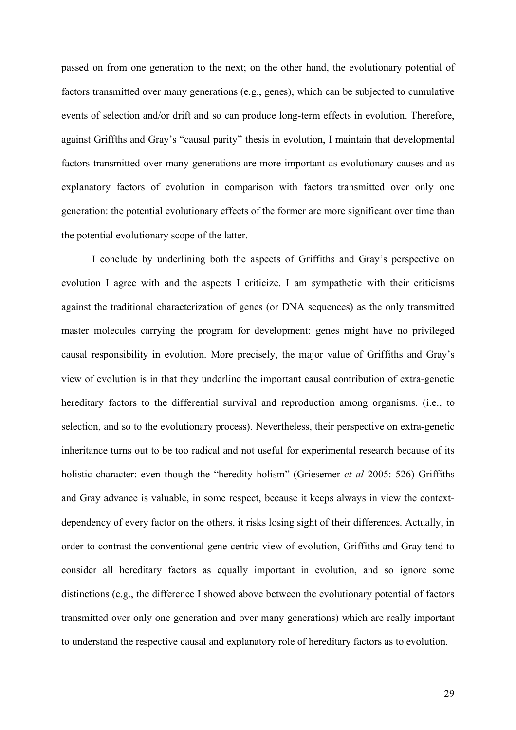passed on from one generation to the next; on the other hand, the evolutionary potential of factors transmitted over many generations (e.g., genes), which can be subjected to cumulative events of selection and/or drift and so can produce long-term effects in evolution. Therefore, against Griffths and Gray's "causal parity" thesis in evolution, I maintain that developmental factors transmitted over many generations are more important as evolutionary causes and as explanatory factors of evolution in comparison with factors transmitted over only one generation: the potential evolutionary effects of the former are more significant over time than the potential evolutionary scope of the latter.

I conclude by underlining both the aspects of Griffiths and Gray's perspective on evolution I agree with and the aspects I criticize. I am sympathetic with their criticisms against the traditional characterization of genes (or DNA sequences) as the only transmitted master molecules carrying the program for development: genes might have no privileged causal responsibility in evolution. More precisely, the major value of Griffiths and Gray's view of evolution is in that they underline the important causal contribution of extra-genetic hereditary factors to the differential survival and reproduction among organisms. (i.e., to selection, and so to the evolutionary process). Nevertheless, their perspective on extra-genetic inheritance turns out to be too radical and not useful for experimental research because of its holistic character: even though the "heredity holism" (Griesemer *et al* 2005: 526) Griffiths and Gray advance is valuable, in some respect, because it keeps always in view the context-dependency of every factor on the others, it risks losing sight of their differences. Actually, in order to contrast the conventional gene-centric view of evolution, Griffiths and Gray tend to consider all hereditary factors as equally important in evolution, and so ignore some distinctions (e.g., the difference I showed above between the evolutionary potential of factors transmitted over only one generation and over many generations) which are really important to understand the respective causal and explanatory role of hereditary factors as to evolution.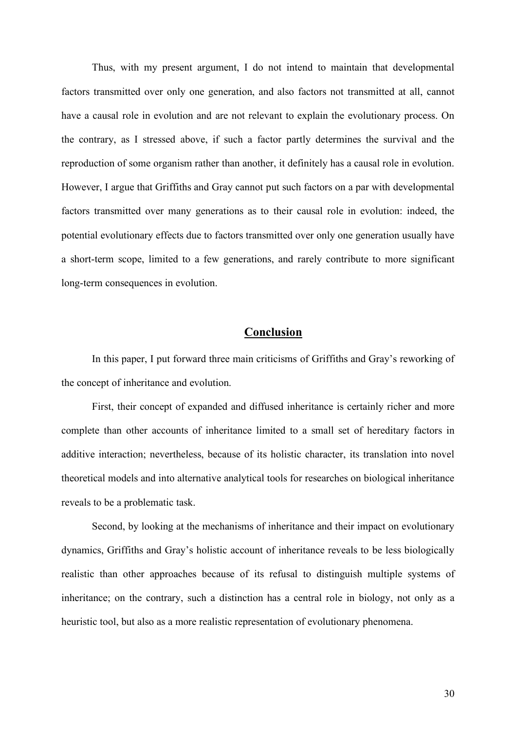Thus, with my present argument, I do not intend to maintain that developmental factors transmitted over only one generation, and also factors not transmitted at all, cannot have a causal role in evolution and are not relevant to explain the evolutionary process. On the contrary, as I stressed above, if such a factor partly determines the survival and the reproduction of some organism rather than another, it definitely has a causal role in evolution. However, I argue that Griffiths and Gray cannot put such factors on a par with developmental factors transmitted over many generations as to their causal role in evolution: indeed, the potential evolutionary effects due to factors transmitted over only one generation usually have a short-term scope, limited to a few generations, and rarely contribute to more significant long-term consequences in evolution.

## Conclusion

In this paper, I put forward three main criticisms of Griffiths and Gray's reworking of the concept of inheritance and evolution.

First, their concept of expanded and diffused inheritance is certainly richer and more complete than other accounts of inheritance limited to a small set of hereditary factors in additive interaction; nevertheless, because of its holistic character, its translation into novel theoretical models and into alternative analytical tools for researches on biological inheritance reveals to be a problematic task.

Second, by looking at the mechanisms of inheritance and their impact on evolutionary dynamics, Griffiths and Gray's holistic account of inheritance reveals to be less biologically realistic than other approaches because of its refusal to distinguish multiple systems of inheritance; on the contrary, such a distinction has a central role in biology, not only as a heuristic tool, but also as a more realistic representation of evolutionary phenomena.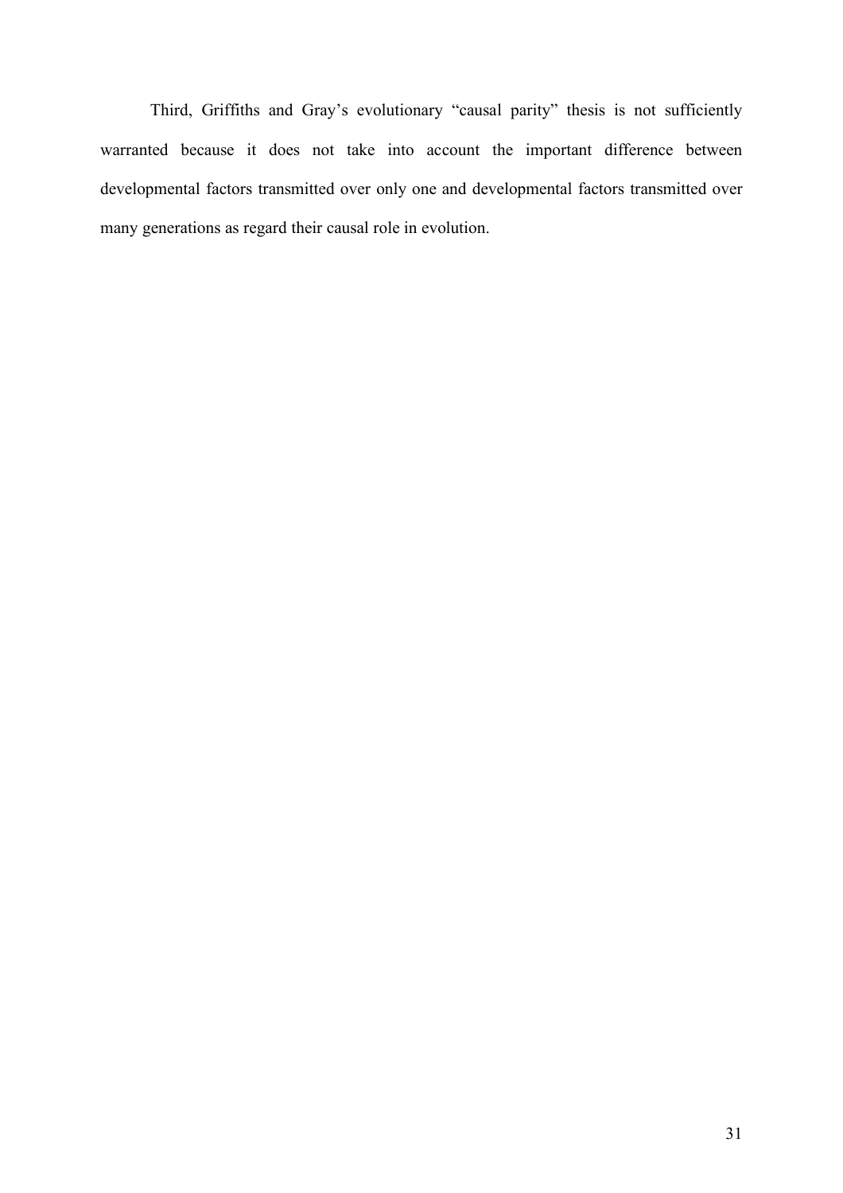Third, Griffiths and Gray's evolutionary "causal parity" thesis is not sufficiently warranted because it does not take into account the important difference between developmental factors transmitted over only one and developmental factors transmitted over many generations as regard their causal role in evolution.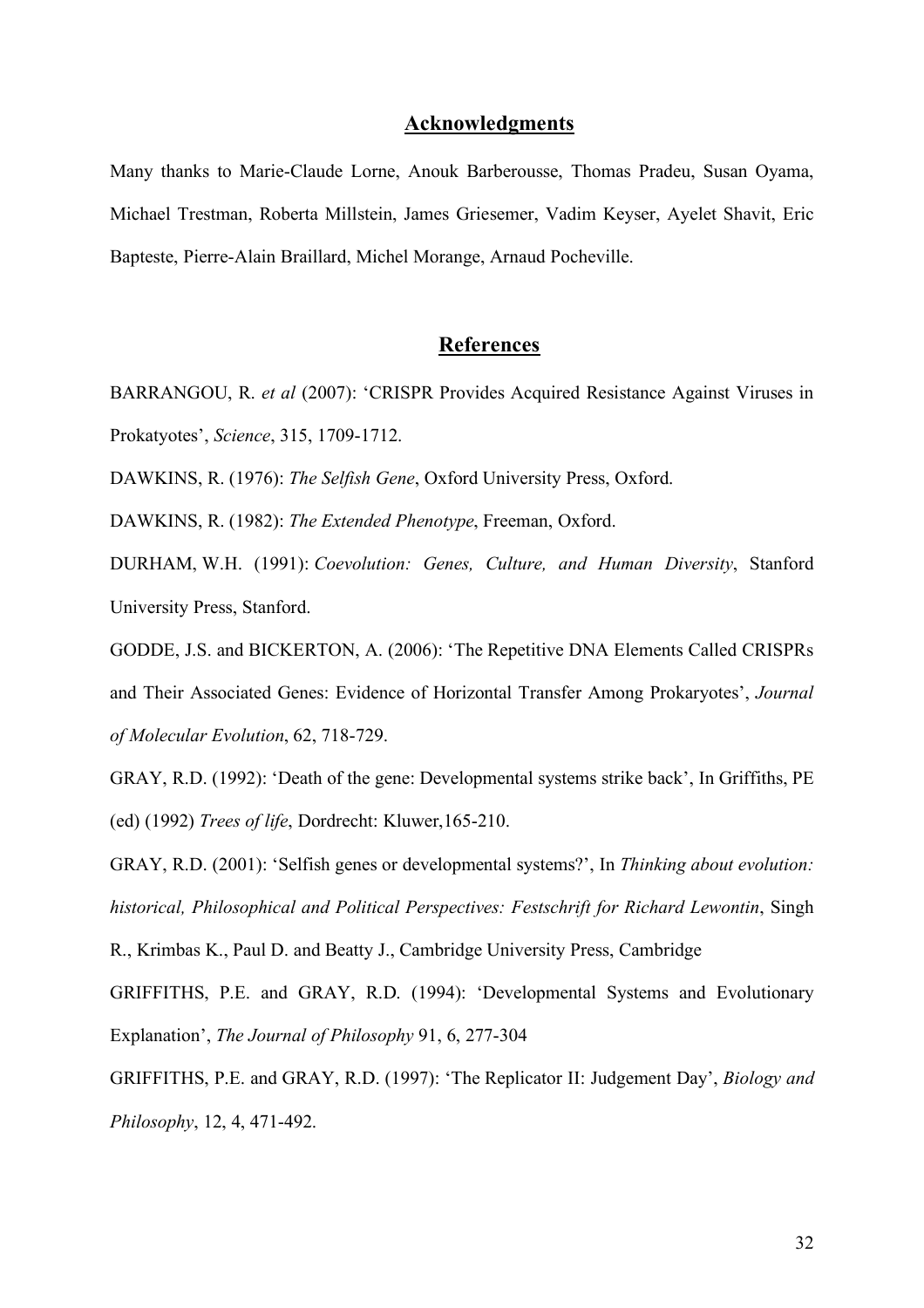## Acknowledgments

Many thanks to Marie-Claude Lorne, Anouk Barberousse, Thomas Pradeu, Susan Oyama, Michael Trestman, Roberta Millstein, James Griesemer, Vadim Keyser, Ayelet Shavit, Eric Bapteste, Pierre-Alain Braillard, Michel Morange, Arnaud Pocheville.

## References

BARRANGOU, R. *et al* (2007): 'CRISPR Provides Acquired Resistance Against Viruses in Prokatyotes', *Science*, 315, 1709-1712.

DAWKINS, R. (1976): *The Selfish Gene*, Oxford University Press, Oxford.

DAWKINS, R. (1982): *The Extended Phenotype*, Freeman, Oxford.

DURHAM, W.H. (1991): *Coevolution: Genes, Culture, and Human Diversity*, Stanford University Press, Stanford.

GODDE, J.S. and BICKERTON, A. (2006): 'The Repetitive DNA Elements Called CRISPRs and Their Associated Genes: Evidence of Horizontal Transfer Among Prokaryotes', *Journal of Molecular Evolution*, 62, 718-729.

GRAY, R.D. (1992): 'Death of the gene: Developmental systems strike back', In Griffiths, PE (ed) (1992) *Trees of life*, Dordrecht: Kluwer,165-210.

GRAY, R.D. (2001): 'Selfish genes or developmental systems?', In *Thinking about evolution: historical, Philosophical and Political Perspectives: Festschrift for Richard Lewontin*, Singh R., Krimbas K., Paul D. and Beatty J., Cambridge University Press, Cambridge

GRIFFITHS, P.E. and GRAY, R.D. (1994): 'Developmental Systems and Evolutionary Explanation', *The Journal of Philosophy* 91, 6, 277-304

GRIFFITHS, P.E. and GRAY, R.D. (1997): 'The Replicator II: Judgement Day', *Biology and Philosophy*, 12, 4, 471-492.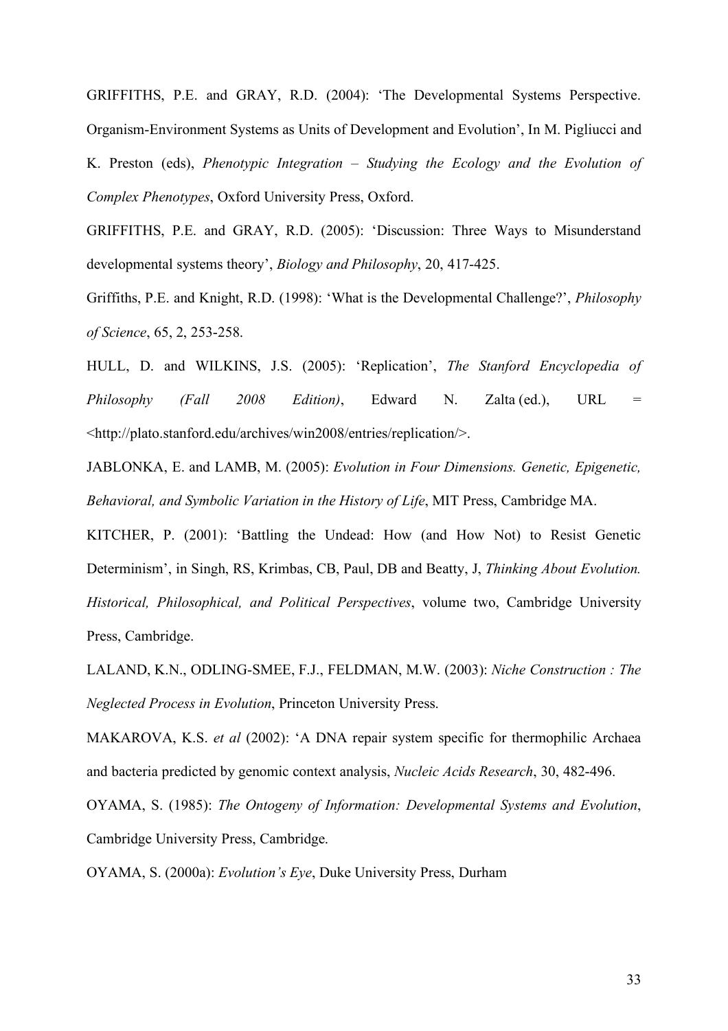GRIFFITHS, P.E. and GRAY, R.D. (2004): 'The Developmental Systems Perspective. Organism-Environment Systems as Units of Development and Evolution', In M. Pigliucci and K. Preston (eds), *Phenotypic Integration – Studying the Ecology and the Evolution of Complex Phenotypes*, Oxford University Press, Oxford.

GRIFFITHS, P.E. and GRAY, R.D. (2005): 'Discussion: Three Ways to Misunderstand developmental systems theory', *Biology and Philosophy*, 20, 417-425.

Griffiths, P.E. and Knight, R.D. (1998): 'What is the Developmental Challenge?', *Philosophy of Science*, 65, 2, 253-258.

HULL, D. and WILKINS, J.S. (2005): 'Replication', *The Stanford Encyclopedia of Philosophy (Fall 2008 Edition)*, Edward N. Zalta (ed.), URL = <http://plato.stanford.edu/archives/win2008/entries/replication/>.

JABLONKA, E. and LAMB, M. (2005): *Evolution in Four Dimensions. Genetic, Epigenetic, Behavioral, and Symbolic Variation in the History of Life*, MIT Press, Cambridge MA.

KITCHER, P. (2001): 'Battling the Undead: How (and How Not) to Resist Genetic Determinism', in Singh, RS, Krimbas, CB, Paul, DB and Beatty, J, *Thinking About Evolution. Historical, Philosophical, and Political Perspectives*, volume two, Cambridge University Press, Cambridge.

LALAND, K.N., ODLING-SMEE, F.J., FELDMAN, M.W. (2003): *Niche Construction : The Neglected Process in Evolution*, Princeton University Press.

MAKAROVA, K.S. *et al* (2002): 'A DNA repair system specific for thermophilic Archaea and bacteria predicted by genomic context analysis, *Nucleic Acids Research*, 30, 482-496.

OYAMA, S. (1985): *The Ontogeny of Information: Developmental Systems and Evolution*, Cambridge University Press, Cambridge.

OYAMA, S. (2000a): *Evolution's Eye*, Duke University Press, Durham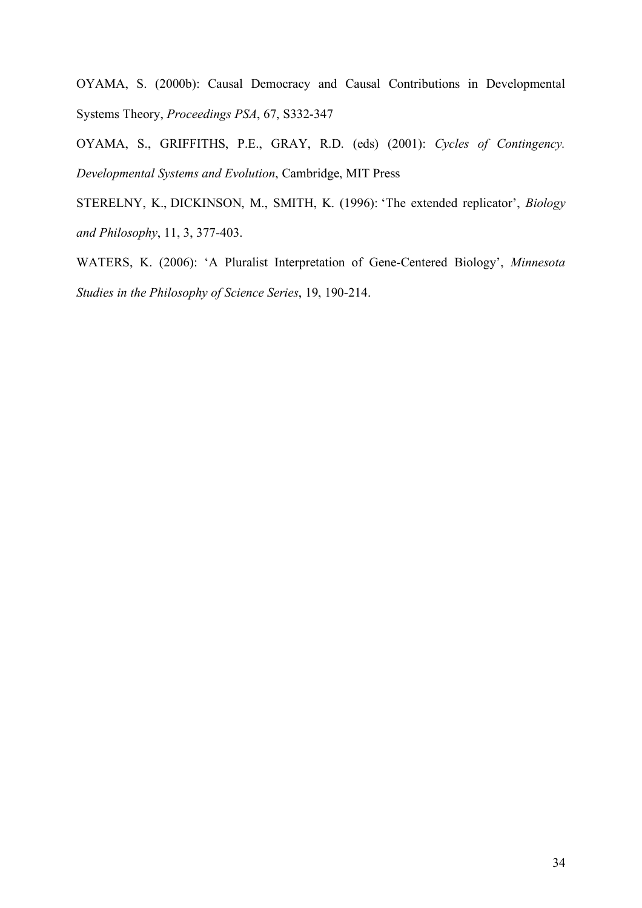OYAMA, S. (2000b): Causal Democracy and Causal Contributions in Developmental Systems Theory, *Proceedings PSA*, 67, S332-347

OYAMA, S., GRIFFITHS, P.E., GRAY, R.D. (eds) (2001): *Cycles of Contingency. Developmental Systems and Evolution*, Cambridge, MIT Press

STERELNY, K., DICKINSON, M., SMITH, K. (1996): 'The extended replicator', *Biology and Philosophy*, 11, 3, 377-403.

WATERS, K. (2006): 'A Pluralist Interpretation of Gene-Centered Biology', *Minnesota Studies in the Philosophy of Science Series*, 19, 190-214.